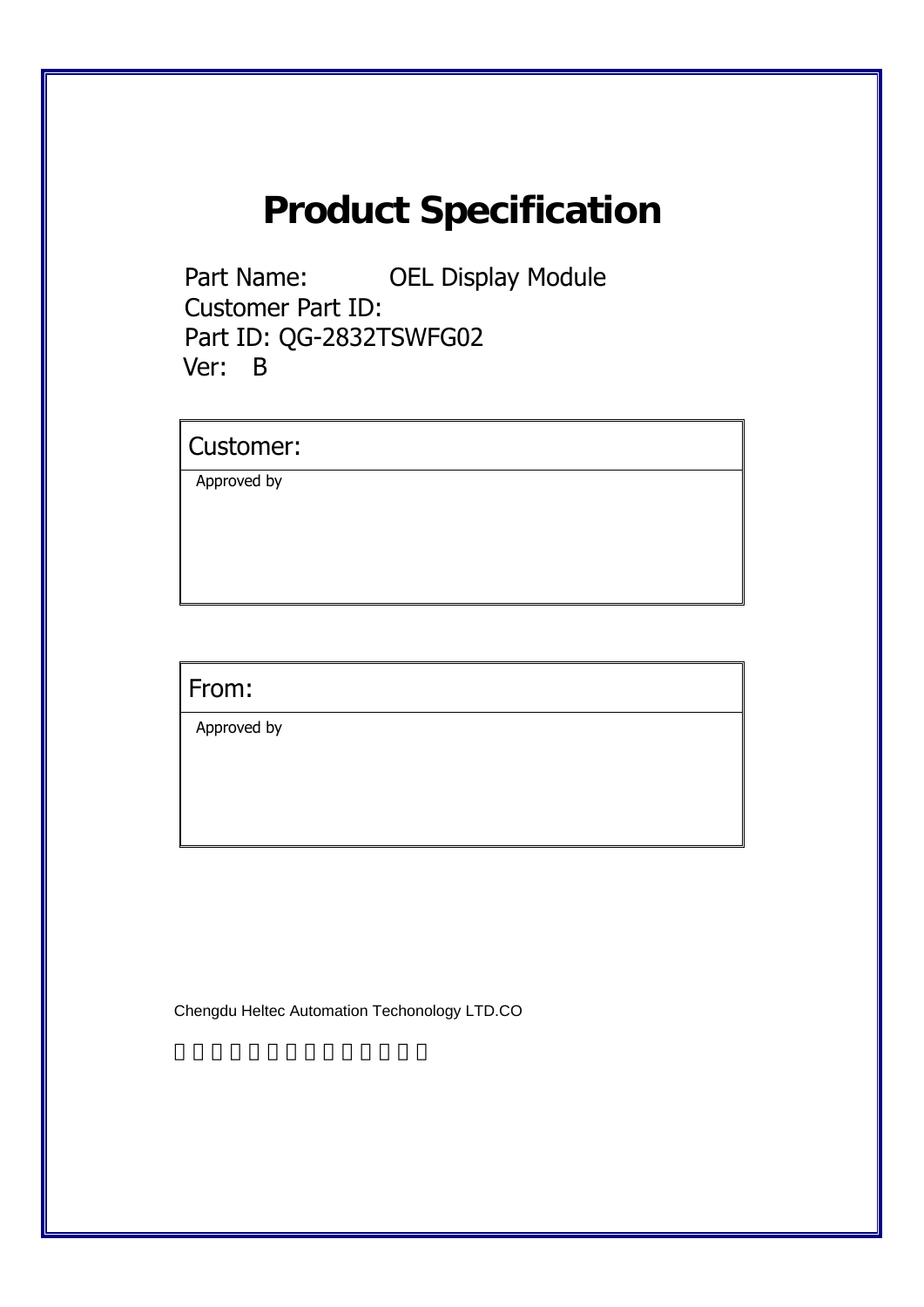# Product Specification

Part Name: OEL Display Module

Customer Part ID:

Part ID: QG-2832TSWFG02

Ver: B

| Customer: |
| --- |
| Approved by |

| From: |
| --- |
| Approved by |

Chengdu Heltec Automation Techonology LTD.CO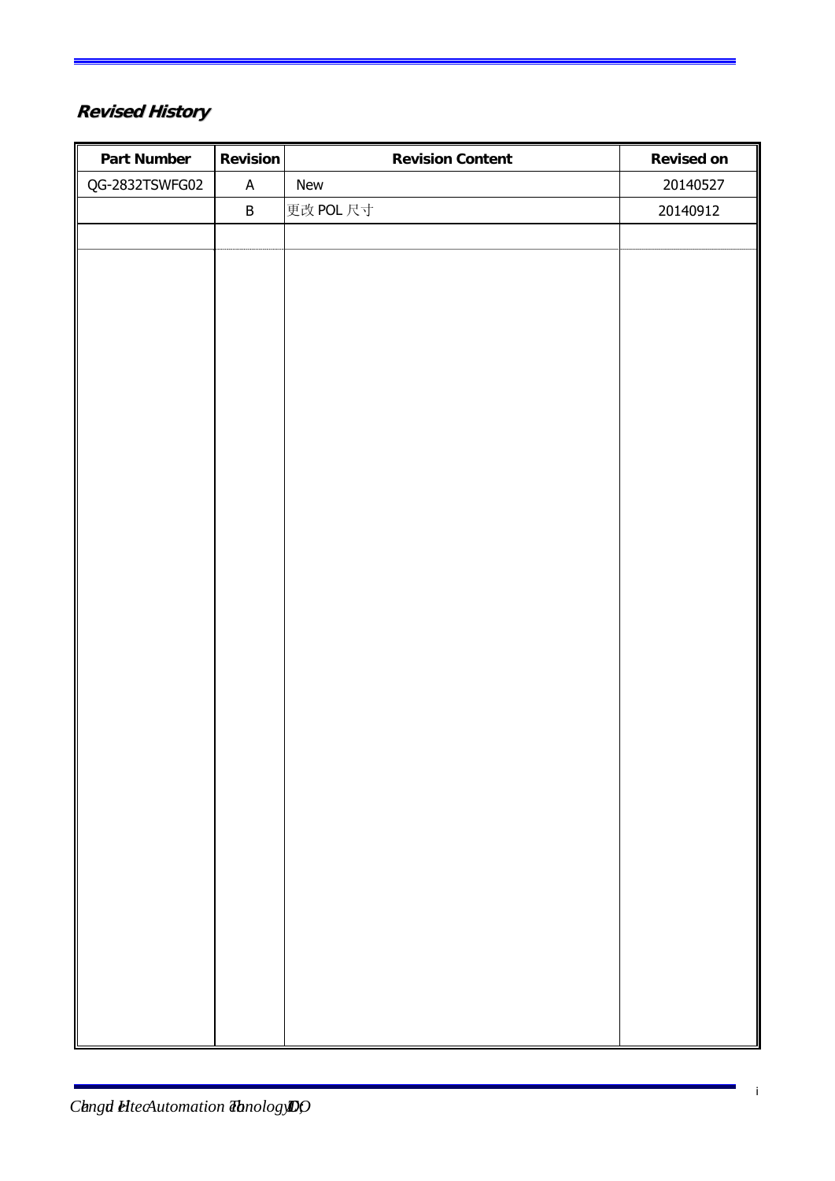## *Revised History*

| Part Number | Revision | Revision Content | Revised on |
|---|---|---|---|
| QG-2832TSWFG02 | A | New | 20140527 |
| | B | 更改 POL 尺寸 | 20140912 |
| | | | |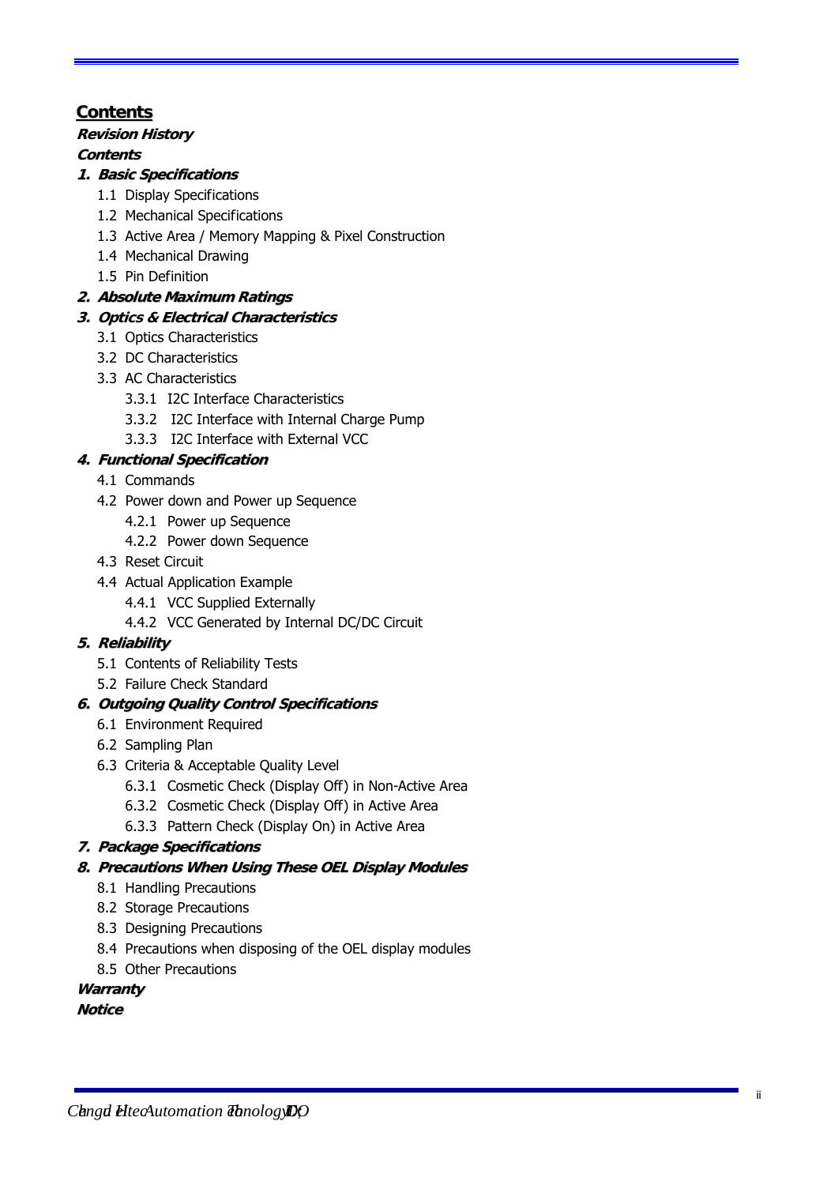## Contents

***Revision History***

***Contents***

***1. Basic Specifications***

- 1.1 Display Specifications
- 1.2 Mechanical Specifications
- 1.3 Active Area / Memory Mapping & Pixel Construction
- 1.4 Mechanical Drawing
- 1.5 Pin Definition

***2. Absolute Maximum Ratings***

***3. Optics & Electrical Characteristics***

- 3.1 Optics Characteristics
- 3.2 DC Characteristics
- 3.3 AC Characteristics
  - 3.3.1 I2C Interface Characteristics
  - 3.3.2 I2C Interface with Internal Charge Pump
  - 3.3.3 I2C Interface with External VCC

***4. Functional Specification***

- 4.1 Commands
- 4.2 Power down and Power up Sequence
  - 4.2.1 Power up Sequence
  - 4.2.2 Power down Sequence
- 4.3 Reset Circuit
- 4.4 Actual Application Example
  - 4.4.1 VCC Supplied Externally
  - 4.4.2 VCC Generated by Internal DC/DC Circuit

***5. Reliability***

- 5.1 Contents of Reliability Tests
- 5.2 Failure Check Standard

***6. Outgoing Quality Control Specifications***

- 6.1 Environment Required
- 6.2 Sampling Plan
- 6.3 Criteria & Acceptable Quality Level
  - 6.3.1 Cosmetic Check (Display Off) in Non-Active Area
  - 6.3.2 Cosmetic Check (Display Off) in Active Area
  - 6.3.3 Pattern Check (Display On) in Active Area

***7. Package Specifications***

***8. Precautions When Using These OEL Display Modules***

- 8.1 Handling Precautions
- 8.2 Storage Precautions
- 8.3 Designing Precautions
- 8.4 Precautions when disposing of the OEL display modules
- 8.5 Other Precautions

***Warranty***

***Notice***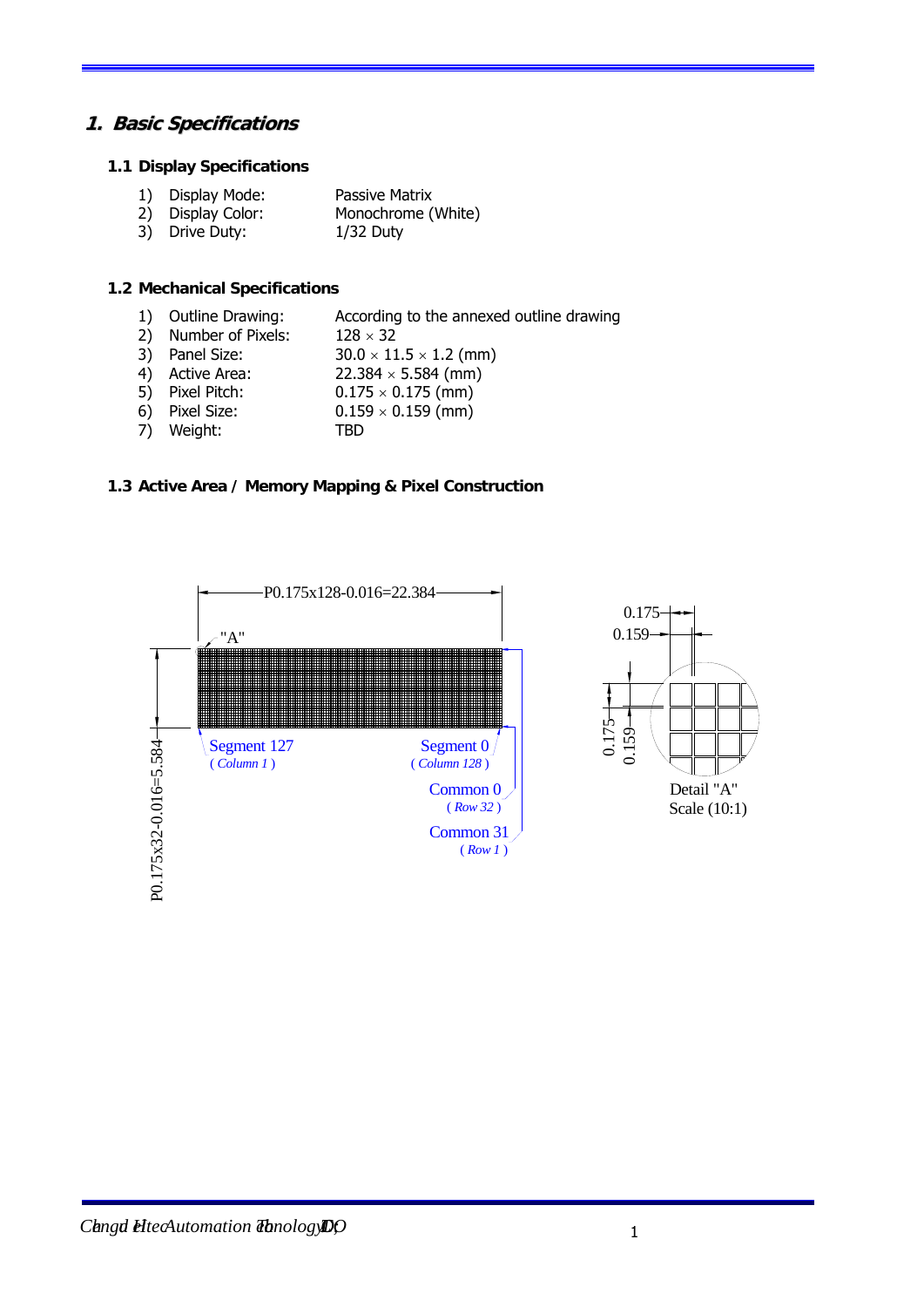## 1. Basic Specifications

### 1.1 Display Specifications

1) Display Mode: Passive Matrix
2) Display Color: Monochrome (White)
3) Drive Duty: 1/32 Duty

### 1.2 Mechanical Specifications

1) Outline Drawing: According to the annexed outline drawing
2) Number of Pixels: 128 × 32
3) Panel Size: 30.0 × 11.5 × 1.2 (mm)
4) Active Area: 22.384 × 5.584 (mm)
5) Pixel Pitch: 0.175 × 0.175 (mm)
6) Pixel Size: 0.159 × 0.159 (mm)
7) Weight: TBD

### 1.3 Active Area / Memory Mapping & Pixel Construction

P0.175x128-0.016=22.384

P0.175x32-0.016=5.584

"A"

Segment 127 (*Column 1*)

Segment 0 (*Column 128*)

Common 0 (*Row 32*)

Common 31 (*Row 1*)

0.175

0.159

Detail "A"
Scale (10:1)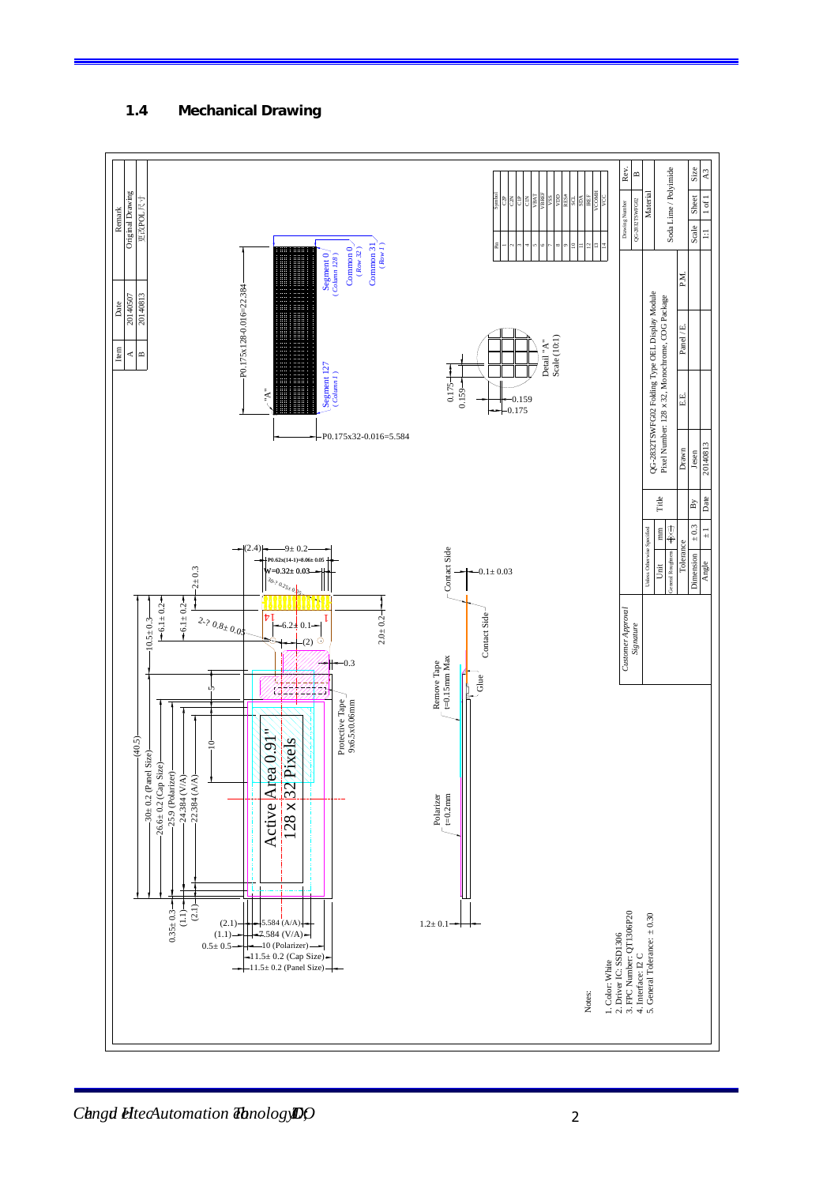## 1.4 Mechanical Drawing

| Item | Date | Remark |
|---|---|---|
| A | 20140507 | Original Drawing |
| B | 20140813 | 更改POL尺寸 |

| No. | Symbol |
|---|---|
| 1 | C2P |
| 2 | C2N |
| 3 | C1P |
| 4 | C1N |
| 5 | VBAT |
| 6 | VBREF |
| 7 | VSS |
| 8 | VDD |
| 9 | RES# |
| 10 | SCL |
| 11 | SDA |
| 12 | IREF |
| 13 | VCOMH |
| 14 | VCC |

Notes:

1. Color: White
2. Driver IC: SSD1306
3. FPC Number: QT1306P20
4. Interface: I2 C
5. General Tolerance: ± 0.30

| | |
|---|---|
| Drawing Number | QG-2832TSWFG02 |
| Rev. | B |
| Material | Soda Lime / Polyimide |
| Scale | 1:1 |
| Sheet | 1 of 1 |
| Size | A3 |
| Title | QG-2832TSWFG02 Folding Type OEL Display Module Pixel Number: 128 x 32, Monochrome, COG Package |
| Unit | mm |
| Dimension Tolerance | ± 0.3 |
| Angle Tolerance | ± 1 |
| Drawn By | Jesen |
| Date | 20140813 |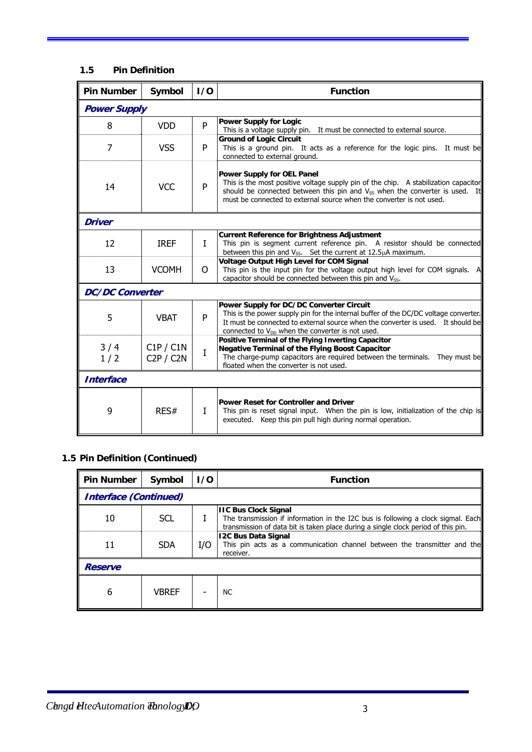## 1.5 Pin Definition

| Pin Number | Symbol | I/O | Function |
|---|---|---|---|
| ***Power Supply*** | | | |
| 8 | VDD | P | **Power Supply for Logic** This is a voltage supply pin. It must be connected to external source. |
| 7 | VSS | P | **Ground of Logic Circuit** This is a ground pin. It acts as a reference for the logic pins. It must be connected to external ground. |
| 14 | VCC | P | **Power Supply for OEL Panel** This is the most positive voltage supply pin of the chip. A stabilization capacitor should be connected between this pin and $V_{SS}$ when the converter is used. It must be connected to external source when the converter is not used. |
| ***Driver*** | | | |
| 12 | IREF | I | **Current Reference for Brightness Adjustment** This pin is segment current reference pin. A resistor should be connected between this pin and $V_{SS}$. Set the current at 12.5μA maximum. |
| 13 | VCOMH | O | **Voltage Output High Level for COM Signal** This pin is the input pin for the voltage output high level for COM signals. A capacitor should be connected between this pin and $V_{SS}$. |
| ***DC/DC Converter*** | | | |
| 5 | VBAT | P | **Power Supply for DC/DC Converter Circuit** This is the power supply pin for the internal buffer of the DC/DC voltage converter. It must be connected to external source when the converter is used. It should be connected to $V_{DD}$ when the converter is not used. |
| 3 / 4<br>1 / 2 | C1P / C1N<br>C2P / C2N | I | **Positive Terminal of the Flying Inverting Capacitor**<br>**Negative Terminal of the Flying Boost Capacitor** The charge-pump capacitors are required between the terminals. They must be floated when the converter is not used. |
| ***Interface*** | | | |
| 9 | RES# | I | **Power Reset for Controller and Driver** This pin is reset signal input. When the pin is low, initialization of the chip is executed. Keep this pin pull high during normal operation. |

## 1.5 Pin Definition (Continued)

| Pin Number | Symbol | I/O | Function |
|---|---|---|---|
| ***Interface (Continued)*** | | | |
| 10 | SCL | I | **IIC Bus Clock Signal** The transmission if information in the I2C bus is following a clock signal. Each transmission of data bit is taken place during a single clock period of this pin. |
| 11 | SDA | I/O | **I2C Bus Data Signal** This pin acts as a communication channel between the transmitter and the receiver. |
| ***Reserve*** | | | |
| 6 | VBREF | - | NC |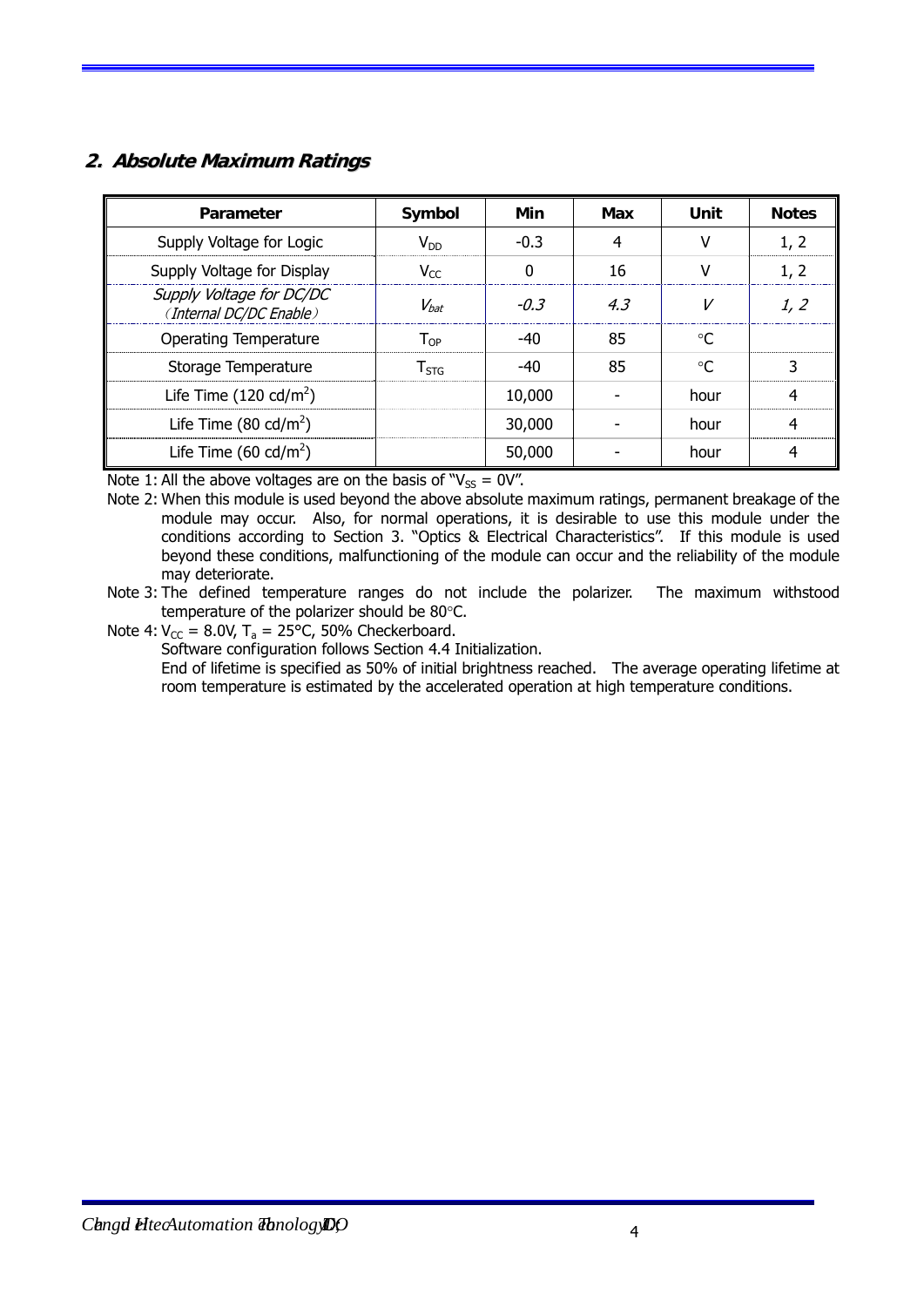## 2. Absolute Maximum Ratings

| Parameter | Symbol | Min | Max | Unit | Notes |
|---|---|---|---|---|---|
| Supply Voltage for Logic | $V_{DD}$ | -0.3 | 4 | V | 1, 2 |
| Supply Voltage for Display | $V_{CC}$ | 0 | 16 | V | 1, 2 |
| *Supply Voltage for DC/DC （Internal DC/DC Enable）* | $V_{bat}$ | *-0.3* | *4.3* | *V* | *1, 2* |
| Operating Temperature | $T_{OP}$ | -40 | 85 | °C | |
| Storage Temperature | $T_{STG}$ | -40 | 85 | °C | 3 |
| Life Time (120 cd/m$^2$) | | 10,000 | - | hour | 4 |
| Life Time (80 cd/m$^2$) | | 30,000 | - | hour | 4 |
| Life Time (60 cd/m$^2$) | | 50,000 | - | hour | 4 |

Note 1: All the above voltages are on the basis of "$V_{SS}$ = 0V".

Note 2: When this module is used beyond the above absolute maximum ratings, permanent breakage of the module may occur. Also, for normal operations, it is desirable to use this module under the conditions according to Section 3. "Optics & Electrical Characteristics". If this module is used beyond these conditions, malfunctioning of the module can occur and the reliability of the module may deteriorate.

Note 3: The defined temperature ranges do not include the polarizer. The maximum withstood temperature of the polarizer should be 80°C.

Note 4: $V_{CC}$ = 8.0V, $T_a$ = 25°C, 50% Checkerboard.
Software configuration follows Section 4.4 Initialization.
End of lifetime is specified as 50% of initial brightness reached. The average operating lifetime at room temperature is estimated by the accelerated operation at high temperature conditions.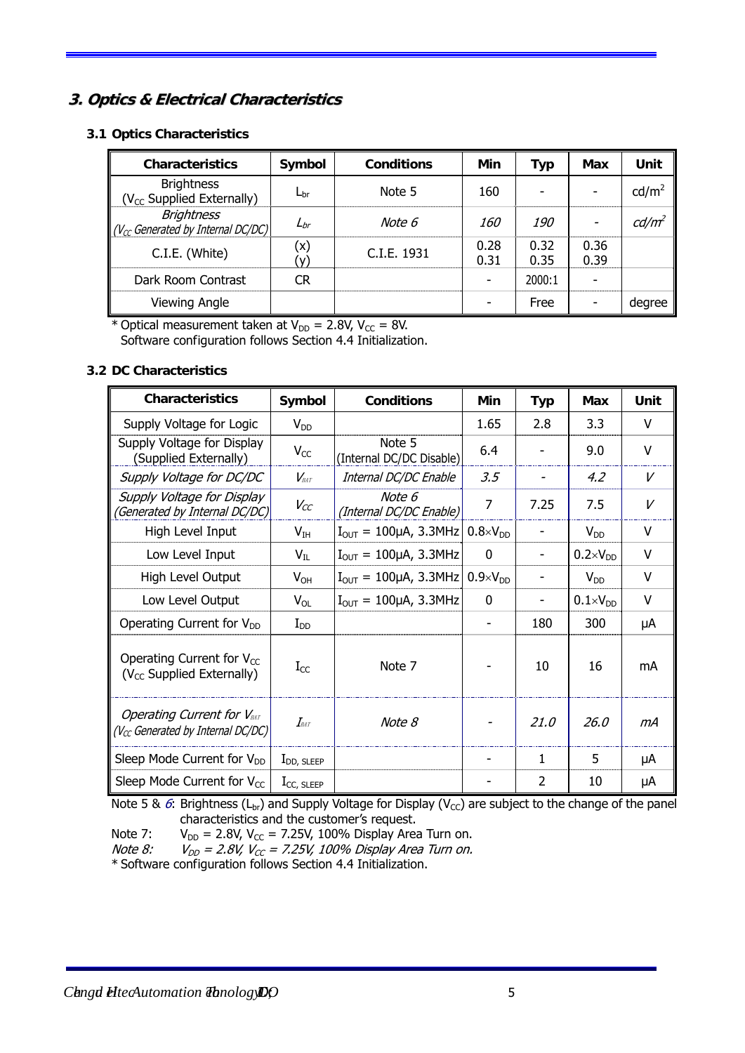## 3. Optics & Electrical Characteristics

### 3.1 Optics Characteristics

| Characteristics | Symbol | Conditions | Min | Typ | Max | Unit |
|---|---|---|---|---|---|---|
| Brightness ($V_{CC}$ Supplied Externally) | $L_{br}$ | Note 5 | 160 | - | - | cd/m$^2$ |
| *Brightness ($V_{CC}$ Generated by Internal DC/DC)* | *$L_{br}$* | *Note 6* | *160* | *190* | - | *cd/m$^2$* |
| C.I.E. (White) | (x)<br>(y) | C.I.E. 1931 | 0.28<br>0.31 | 0.32<br>0.35 | 0.36<br>0.39 | |
| Dark Room Contrast | CR | | - | 2000:1 | - | |
| Viewing Angle | | | - | Free | - | degree |

* Optical measurement taken at $V_{DD}$ = 2.8V, $V_{CC}$ = 8V.
  Software configuration follows Section 4.4 Initialization.

### 3.2 DC Characteristics

| Characteristics | Symbol | Conditions | Min | Typ | Max | Unit |
|---|---|---|---|---|---|---|
| Supply Voltage for Logic | $V_{DD}$ | | 1.65 | 2.8 | 3.3 | V |
| Supply Voltage for Display (Supplied Externally) | $V_{CC}$ | Note 5 (Internal DC/DC Disable) | 6.4 | - | 9.0 | V |
| *Supply Voltage for DC/DC* | *$V_{BAT}$* | *Internal DC/DC Enable* | *3.5* | - | *4.2* | *V* |
| *Supply Voltage for Display (Generated by Internal DC/DC)* | *$V_{CC}$* | *Note 6 (Internal DC/DC Enable)* | 7 | 7.25 | 7.5 | *V* |
| High Level Input | $V_{IH}$ | $I_{OUT}$ = 100μA, 3.3MHz | 0.8×$V_{DD}$ | - | $V_{DD}$ | V |
| Low Level Input | $V_{IL}$ | $I_{OUT}$ = 100μA, 3.3MHz | 0 | - | 0.2×$V_{DD}$ | V |
| High Level Output | $V_{OH}$ | $I_{OUT}$ = 100μA, 3.3MHz | 0.9×$V_{DD}$ | - | $V_{DD}$ | V |
| Low Level Output | $V_{OL}$ | $I_{OUT}$ = 100μA, 3.3MHz | 0 | - | 0.1×$V_{DD}$ | V |
| Operating Current for $V_{DD}$ | $I_{DD}$ | | - | 180 | 300 | μA |
| Operating Current for $V_{CC}$ ($V_{CC}$ Supplied Externally) | $I_{CC}$ | Note 7 | - | 10 | 16 | mA |
| *Operating Current for $V_{BAT}$ ($V_{CC}$ Generated by Internal DC/DC)* | *$I_{BAT}$* | *Note 8* | - | *21.0* | *26.0* | *mA* |
| Sleep Mode Current for $V_{DD}$ | $I_{DD, SLEEP}$ | | - | 1 | 5 | μA |
| Sleep Mode Current for $V_{CC}$ | $I_{CC, SLEEP}$ | | - | 2 | 10 | μA |

Note 5 & *6*: Brightness ($L_{br}$) and Supply Voltage for Display ($V_{CC}$) are subject to the change of the panel characteristics and the customer's request.

Note 7: $V_{DD}$ = 2.8V, $V_{CC}$ = 7.25V, 100% Display Area Turn on.

*Note 8: $V_{DD}$ = 2.8V, $V_{CC}$ = 7.25V, 100% Display Area Turn on.*

* Software configuration follows Section 4.4 Initialization.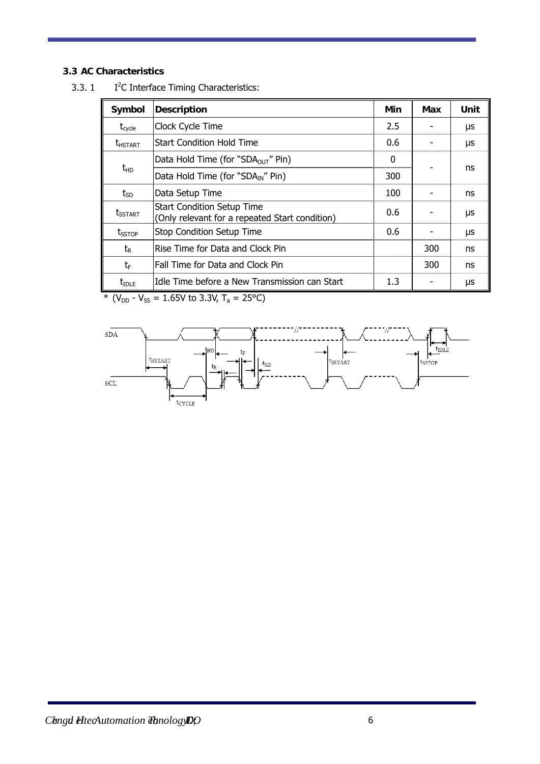### 3.3 AC Characteristics

3.3. 1 I$^2$C Interface Timing Characteristics:

| Symbol | Description | Min | Max | Unit |
|---|---|---|---|---|
| $t_{cycle}$ | Clock Cycle Time | 2.5 | - | μs |
| $t_{HSTART}$ | Start Condition Hold Time | 0.6 | - | μs |
| $t_{HD}$ | Data Hold Time (for "$SDA_{OUT}$" Pin) | 0 | - | ns |
| | Data Hold Time (for "$SDA_{IN}$" Pin) | 300 | | |
| $t_{SD}$ | Data Setup Time | 100 | - | ns |
| $t_{SSTART}$ | Start Condition Setup Time (Only relevant for a repeated Start condition) | 0.6 | - | μs |
| $t_{SSTOP}$ | Stop Condition Setup Time | 0.6 | - | μs |
| $t_R$ | Rise Time for Data and Clock Pin | | 300 | ns |
| $t_F$ | Fall Time for Data and Clock Pin | | 300 | ns |
| $t_{IDLE}$ | Idle Time before a New Transmission can Start | 1.3 | - | μs |

* ($V_{DD}$ - $V_{SS}$ = 1.65V to 3.3V, $T_a$ = 25°C)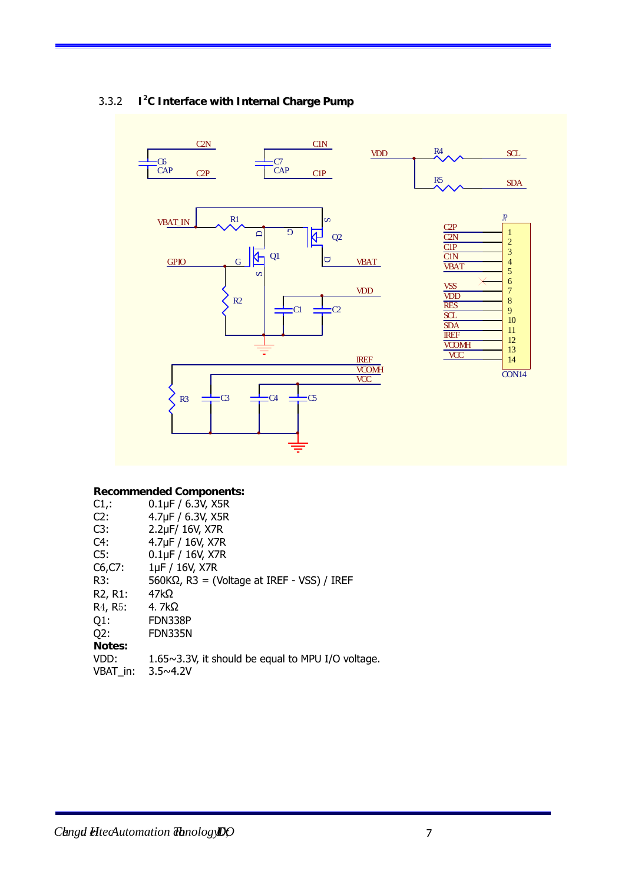### 3.3.2 I²C Interface with Internal Charge Pump

**Recommended Components:**

C1,: 0.1μF / 6.3V, X5R
C2: 4.7μF / 6.3V, X5R
C3: 2.2μF/ 16V, X7R
C4: 4.7μF / 16V, X7R
C5: 0.1μF / 16V, X7R
C6,C7: 1μF / 16V, X7R
R3: 560KΩ, R3 = (Voltage at IREF - VSS) / IREF
R2, R1: 47kΩ
R4, R5: 4. 7kΩ
Q1: FDN338P
Q2: FDN335N

**Notes:**

VDD: 1.65~3.3V, it should be equal to MPU I/O voltage.
VBAT_in: 3.5~4.2V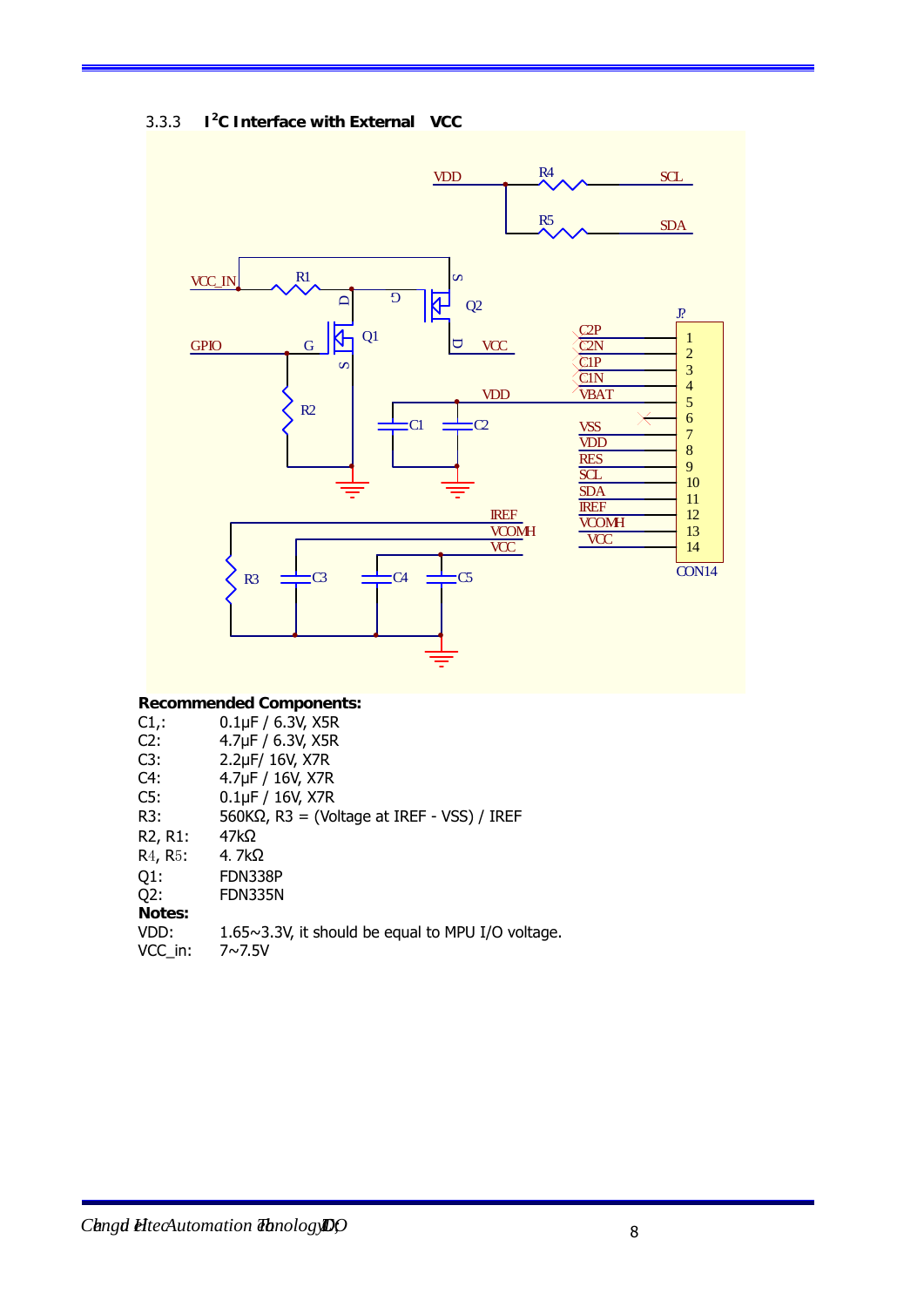### 3.3.3 I²C Interface with External VCC

**Recommended Components:**

C1,: 0.1µF / 6.3V, X5R
C2: 4.7µF / 6.3V, X5R
C3: 2.2µF/ 16V, X7R
C4: 4.7µF / 16V, X7R
C5: 0.1µF / 16V, X7R
R3: 560KΩ, R3 = (Voltage at IREF - VSS) / IREF
R2, R1: 47kΩ
R4, R5: 4. 7kΩ
Q1: FDN338P
Q2: FDN335N

**Notes:**

VDD: 1.65~3.3V, it should be equal to MPU I/O voltage.
VCC_in: 7~7.5V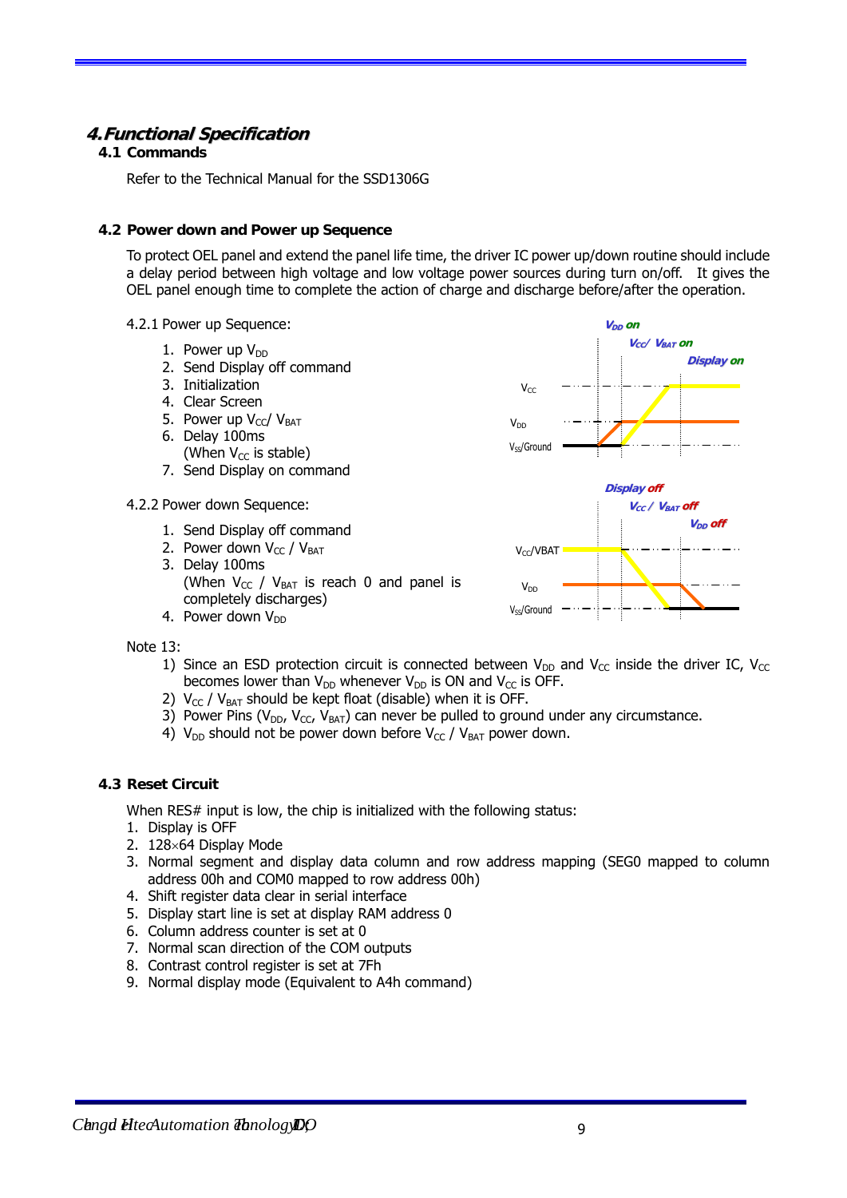# 4. Functional Specification

## 4.1 Commands

Refer to the Technical Manual for the SSD1306G

## 4.2 Power down and Power up Sequence

To protect OEL panel and extend the panel life time, the driver IC power up/down routine should include a delay period between high voltage and low voltage power sources during turn on/off. It gives the OEL panel enough time to complete the action of charge and discharge before/after the operation.

4.2.1 Power up Sequence:

1. Power up $V_{DD}$
2. Send Display off command
3. Initialization
4. Clear Screen
5. Power up $V_{CC}$/ $V_{BAT}$
6. Delay 100ms
   (When $V_{CC}$ is stable)
7. Send Display on command

4.2.2 Power down Sequence:

1. Send Display off command
2. Power down $V_{CC}$ / $V_{BAT}$
3. Delay 100ms
   (When $V_{CC}$ / $V_{BAT}$ is reach 0 and panel is completely discharges)
4. Power down $V_{DD}$

Note 13:

1) Since an ESD protection circuit is connected between $V_{DD}$ and $V_{CC}$ inside the driver IC, $V_{CC}$ becomes lower than $V_{DD}$ whenever $V_{DD}$ is ON and $V_{CC}$ is OFF.
2) $V_{CC}$ / $V_{BAT}$ should be kept float (disable) when it is OFF.
3) Power Pins ($V_{DD}$, $V_{CC}$, $V_{BAT}$) can never be pulled to ground under any circumstance.
4) $V_{DD}$ should not be power down before $V_{CC}$ / $V_{BAT}$ power down.

## 4.3 Reset Circuit

When RES# input is low, the chip is initialized with the following status:

1. Display is OFF
2. 128×64 Display Mode
3. Normal segment and display data column and row address mapping (SEG0 mapped to column address 00h and COM0 mapped to row address 00h)
4. Shift register data clear in serial interface
5. Display start line is set at display RAM address 0
6. Column address counter is set at 0
7. Normal scan direction of the COM outputs
8. Contrast control register is set at 7Fh
9. Normal display mode (Equivalent to A4h command)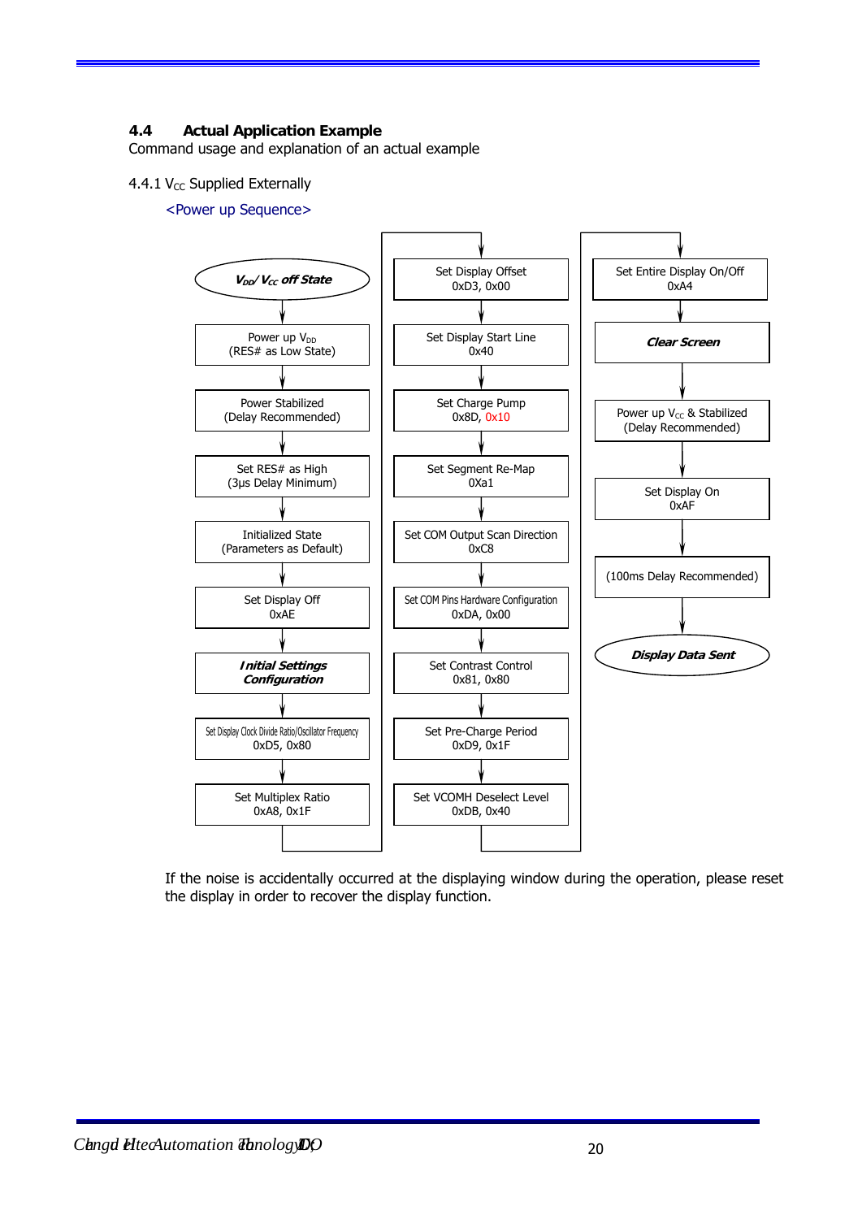## 4.4 Actual Application Example

Command usage and explanation of an actual example

4.4.1 $V_{CC}$ Supplied Externally

<Power up Sequence>

1. ***$V_{DD}$/ $V_{CC}$ off State***
2. Power up $V_{DD}$ (RES# as Low State)
3. Power Stabilized (Delay Recommended)
4. Set RES# as High (3μs Delay Minimum)
5. Initialized State (Parameters as Default)
6. Set Display Off 0xAE
7. ***Initial Settings Configuration***
8. Set Display Clock Divide Ratio/Oscillator Frequency 0xD5, 0x80
9. Set Multiplex Ratio 0xA8, 0x1F
10. Set Display Offset 0xD3, 0x00
11. Set Display Start Line 0x40
12. Set Charge Pump 0x8D, 0x10
13. Set Segment Re-Map 0Xa1
14. Set COM Output Scan Direction 0xC8
15. Set COM Pins Hardware Configuration 0xDA, 0x00
16. Set Contrast Control 0x81, 0x80
17. Set Pre-Charge Period 0xD9, 0x1F
18. Set VCOMH Deselect Level 0xDB, 0x40
19. Set Entire Display On/Off 0xA4
20. ***Clear Screen***
21. Power up $V_{CC}$ & Stabilized (Delay Recommended)
22. Set Display On 0xAF
23. (100ms Delay Recommended)
24. ***Display Data Sent***

If the noise is accidentally occurred at the displaying window during the operation, please reset the display in order to recover the display function.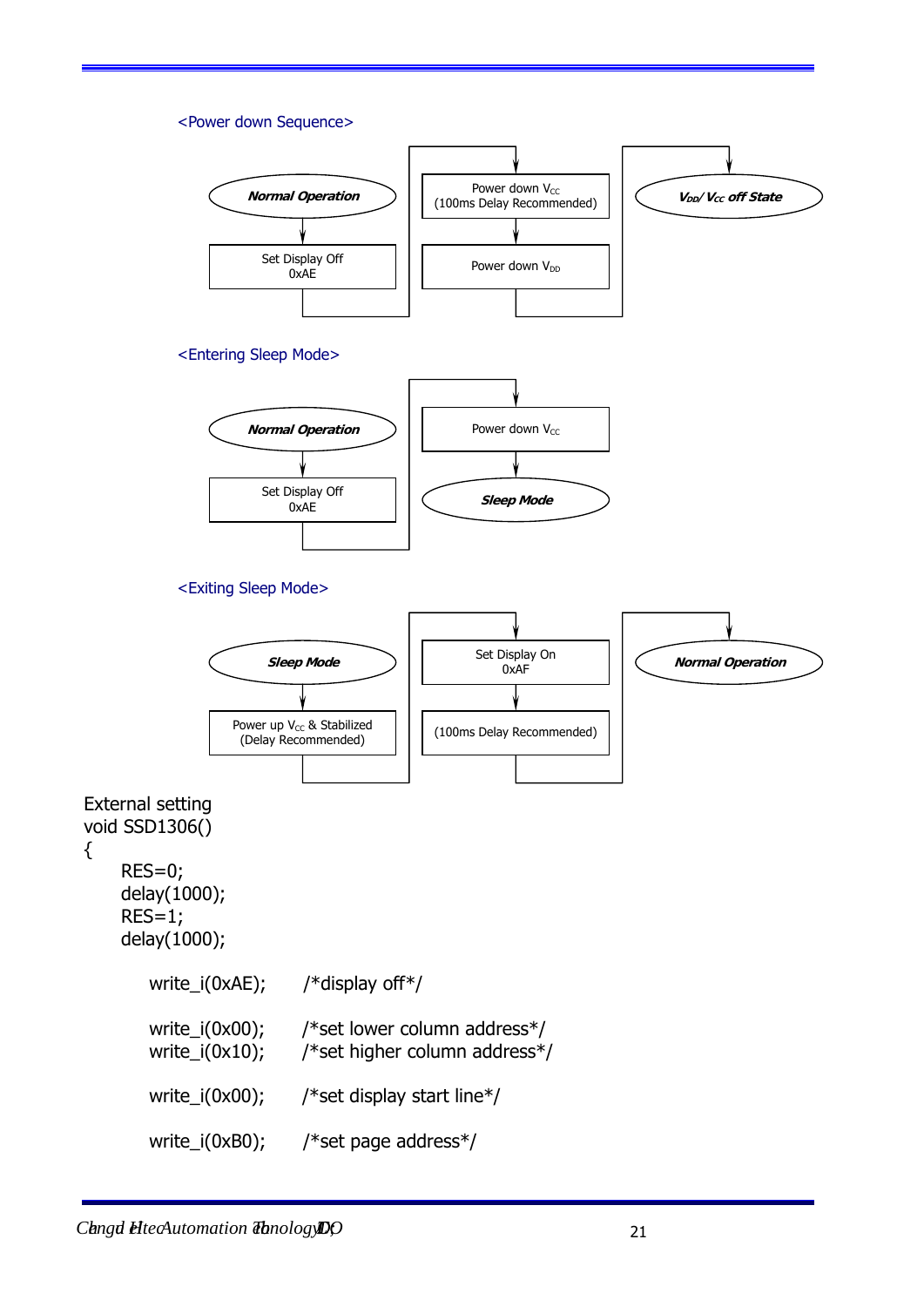## <Power down Sequence>

Normal Operation → Set Display Off 0xAE → Power down $V_{CC}$ (100ms Delay Recommended) → Power down $V_{DD}$ → $V_{DD}$/ $V_{CC}$ off State

## <Entering Sleep Mode>

Normal Operation → Set Display Off 0xAE → Power down $V_{CC}$ → Sleep Mode

## <Exiting Sleep Mode>

Sleep Mode → Power up $V_{CC}$ & Stabilized (Delay Recommended) → Set Display On 0xAF → (100ms Delay Recommended) → Normal Operation

External setting

```
void SSD1306()
{
    RES=0;
    delay(1000);
    RES=1;
    delay(1000);

        write_i(0xAE);      /*display off*/

        write_i(0x00);      /*set lower column address*/
        write_i(0x10);      /*set higher column address*/

        write_i(0x00);      /*set display start line*/

        write_i(0xB0);      /*set page address*/
```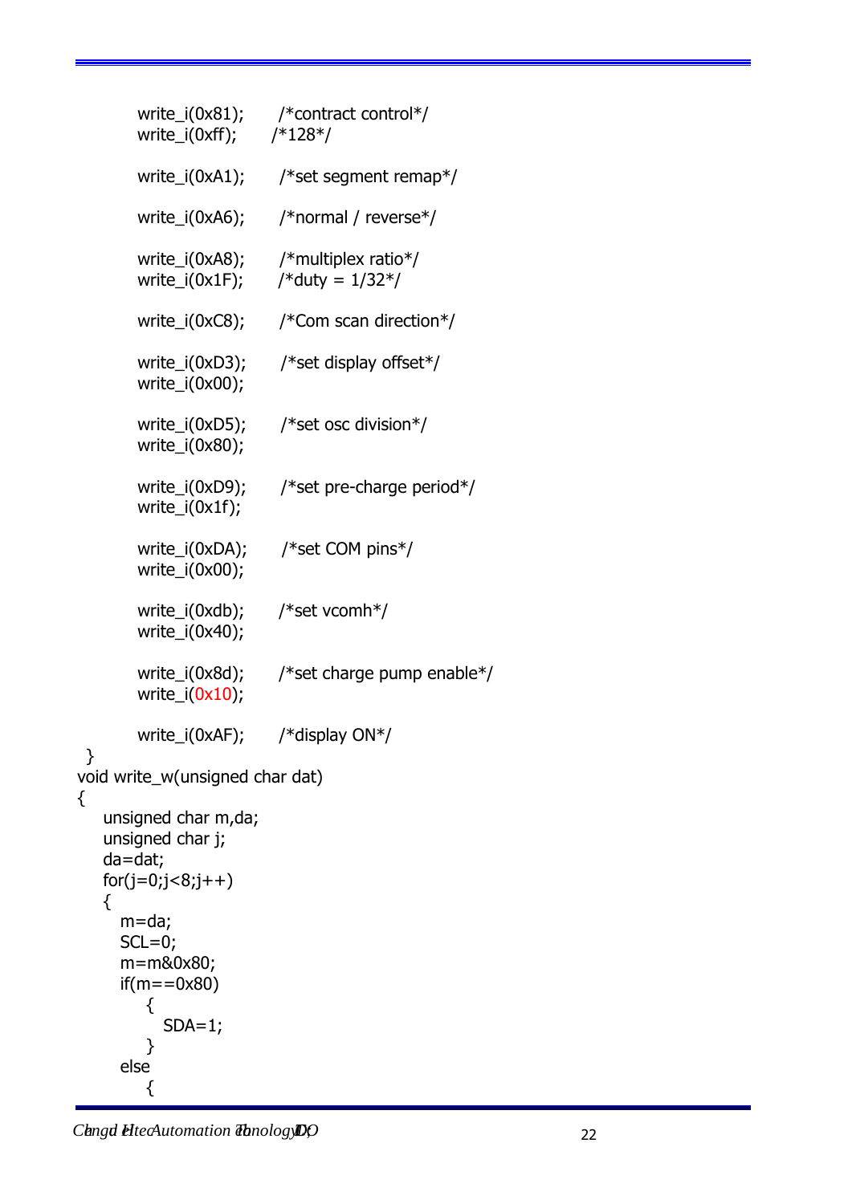```
        write_i(0x81);      /*contract control*/
        write_i(0xff);     /*128*/

        write_i(0xA1);      /*set segment remap*/

        write_i(0xA6);      /*normal / reverse*/

        write_i(0xA8);      /*multiplex ratio*/
        write_i(0x1F);      /*duty = 1/32*/

        write_i(0xC8);      /*Com scan direction*/

        write_i(0xD3);      /*set display offset*/
        write_i(0x00);

        write_i(0xD5);      /*set osc division*/
        write_i(0x80);

        write_i(0xD9);      /*set pre-charge period*/
        write_i(0x1f);

        write_i(0xDA);      /*set COM pins*/
        write_i(0x00);

        write_i(0xdb);      /*set vcomh*/
        write_i(0x40);

        write_i(0x8d);      /*set charge pump enable*/
        write_i(0x10);

        write_i(0xAF);      /*display ON*/
 }
void write_w(unsigned char dat)
{
    unsigned char m,da;
    unsigned char j;
    da=dat;
    for(j=0;j<8;j++)
    {
      m=da;
      SCL=0;
      m=m&0x80;
      if(m==0x80)
          {
            SDA=1;
          }
      else
          {
```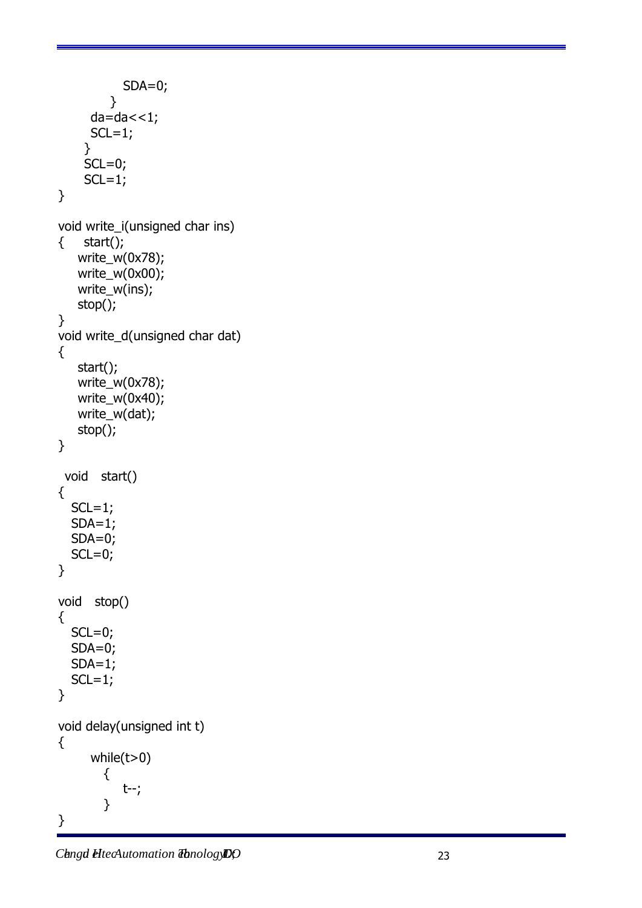```
                SDA=0;
            }
        da=da<<1;
        SCL=1;
      }
      SCL=0;
      SCL=1;
}

void write_i(unsigned char ins)
{     start();
     write_w(0x78);
     write_w(0x00);
     write_w(ins);
     stop();
}
void write_d(unsigned char dat)
{
     start();
     write_w(0x78);
     write_w(0x40);
     write_w(dat);
     stop();
}

  void   start()
{
   SCL=1;
   SDA=1;
   SDA=0;
   SCL=0;
}

void   stop()
{
   SCL=0;
   SDA=0;
   SDA=1;
   SCL=1;
}

void delay(unsigned int t)
{
        while(t>0)
           {
               t--;
           }
}
```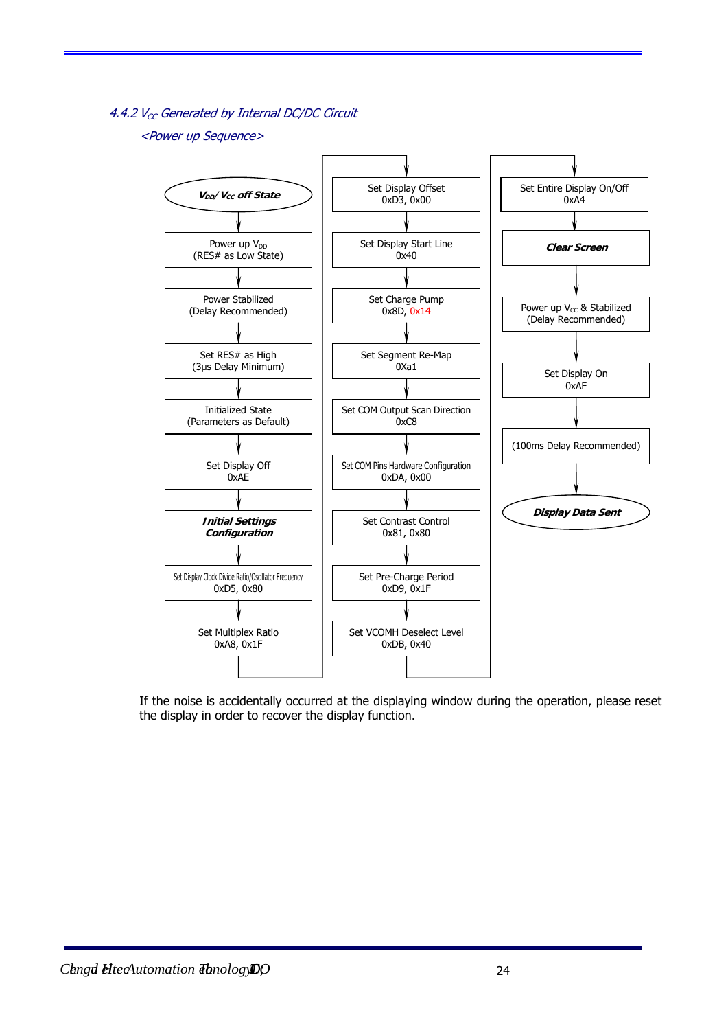### 4.4.2 $V_{CC}$ Generated by Internal DC/DC Circuit

*<Power up Sequence>*

1. ***$V_{DD}$/ $V_{CC}$ off State***
2. Power up $V_{DD}$ (RES# as Low State)
3. Power Stabilized (Delay Recommended)
4. Set RES# as High (3μs Delay Minimum)
5. Initialized State (Parameters as Default)
6. Set Display Off 0xAE
7. ***Initial Settings Configuration***
8. Set Display Clock Divide Ratio/Oscillator Frequency 0xD5, 0x80
9. Set Multiplex Ratio 0xA8, 0x1F
10. Set Display Offset 0xD3, 0x00
11. Set Display Start Line 0x40
12. Set Charge Pump 0x8D, 0x14
13. Set Segment Re-Map 0Xa1
14. Set COM Output Scan Direction 0xC8
15. Set COM Pins Hardware Configuration 0xDA, 0x00
16. Set Contrast Control 0x81, 0x80
17. Set Pre-Charge Period 0xD9, 0x1F
18. Set VCOMH Deselect Level 0xDB, 0x40
19. Set Entire Display On/Off 0xA4
20. ***Clear Screen***
21. Power up $V_{CC}$ & Stabilized (Delay Recommended)
22. Set Display On 0xAF
23. (100ms Delay Recommended)
24. ***Display Data Sent***

If the noise is accidentally occurred at the displaying window during the operation, please reset the display in order to recover the display function.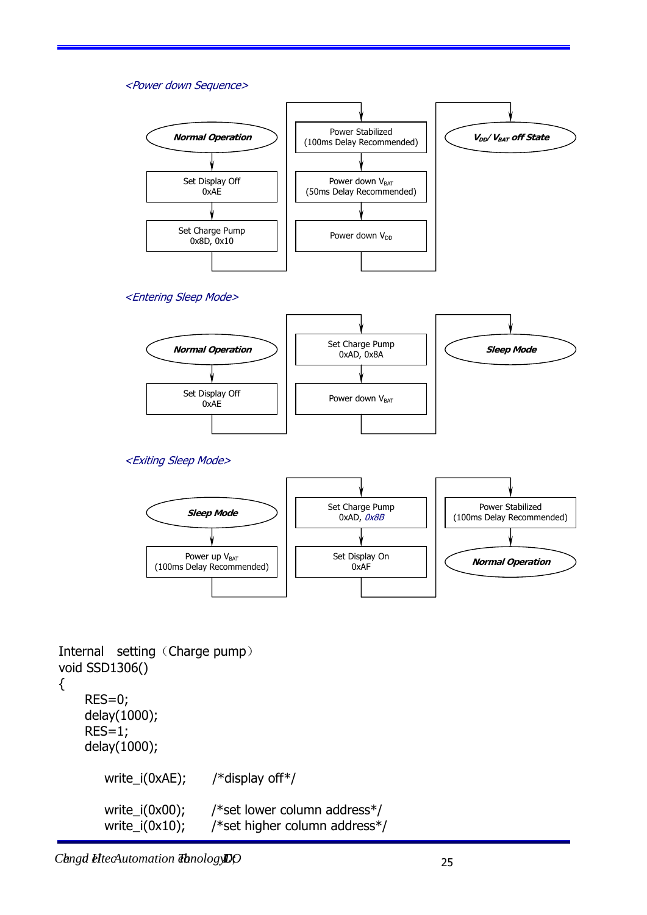*<Power down Sequence>*

Normal Operation → Set Display Off 0xAE → Set Charge Pump 0x8D, 0x10 → Power Stabilized (100ms Delay Recommended) → Power down $V_{BAT}$ (50ms Delay Recommended) → Power down $V_{DD}$ → $V_{DD}$/ $V_{BAT}$ off State

*<Entering Sleep Mode>*

Normal Operation → Set Display Off 0xAE → Set Charge Pump 0xAD, 0x8A → Power down $V_{BAT}$ → Sleep Mode

*<Exiting Sleep Mode>*

Sleep Mode → Power up $V_{BAT}$ (100ms Delay Recommended) → Set Charge Pump 0xAD, *0x8B* → Set Display On 0xAF → Power Stabilized (100ms Delay Recommended) → Normal Operation

Internal setting（Charge pump）

```
void SSD1306()
{
    RES=0;
    delay(1000);
    RES=1;
    delay(1000);

        write_i(0xAE);    /*display off*/

        write_i(0x00);    /*set lower column address*/
        write_i(0x10);    /*set higher column address*/
```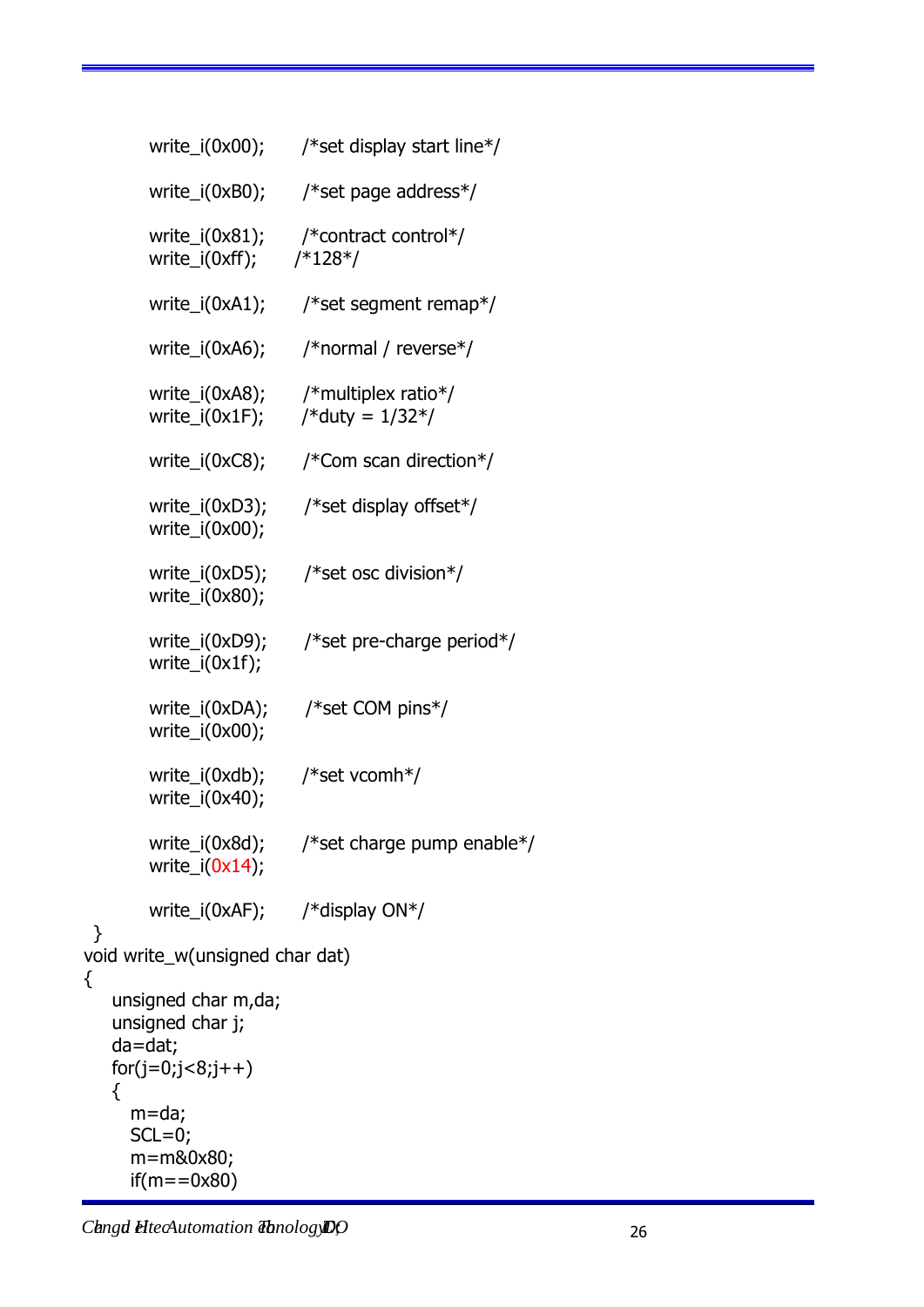```
        write_i(0x00);      /*set display start line*/

        write_i(0xB0);      /*set page address*/

        write_i(0x81);      /*contract control*/
        write_i(0xff);     /*128*/

        write_i(0xA1);      /*set segment remap*/

        write_i(0xA6);      /*normal / reverse*/

        write_i(0xA8);      /*multiplex ratio*/
        write_i(0x1F);      /*duty = 1/32*/

        write_i(0xC8);      /*Com scan direction*/

        write_i(0xD3);      /*set display offset*/
        write_i(0x00);

        write_i(0xD5);      /*set osc division*/
        write_i(0x80);

        write_i(0xD9);      /*set pre-charge period*/
        write_i(0x1f);

        write_i(0xDA);      /*set COM pins*/
        write_i(0x00);

        write_i(0xdb);      /*set vcomh*/
        write_i(0x40);

        write_i(0x8d);      /*set charge pump enable*/
        write_i(0x14);

        write_i(0xAF);      /*display ON*/
 }
void write_w(unsigned char dat)
{
    unsigned char m,da;
    unsigned char j;
    da=dat;
    for(j=0;j<8;j++)
    {
      m=da;
      SCL=0;
      m=m&0x80;
      if(m==0x80)
```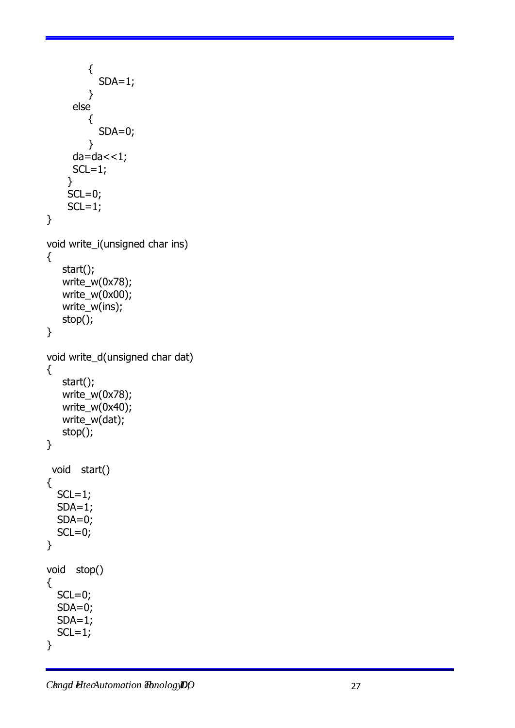```
            {
               SDA=1;
            }
        else
            {
               SDA=0;
            }
        da=da<<1;
        SCL=1;
      }
      SCL=0;
      SCL=1;
}

void write_i(unsigned char ins)
{
    start();
    write_w(0x78);
    write_w(0x00);
    write_w(ins);
    stop();
}

void write_d(unsigned char dat)
{
    start();
    write_w(0x78);
    write_w(0x40);
    write_w(dat);
    stop();
}

 void   start()
{
   SCL=1;
   SDA=1;
   SDA=0;
   SCL=0;
}

void   stop()
{
   SCL=0;
   SDA=0;
   SDA=1;
   SCL=1;
}
```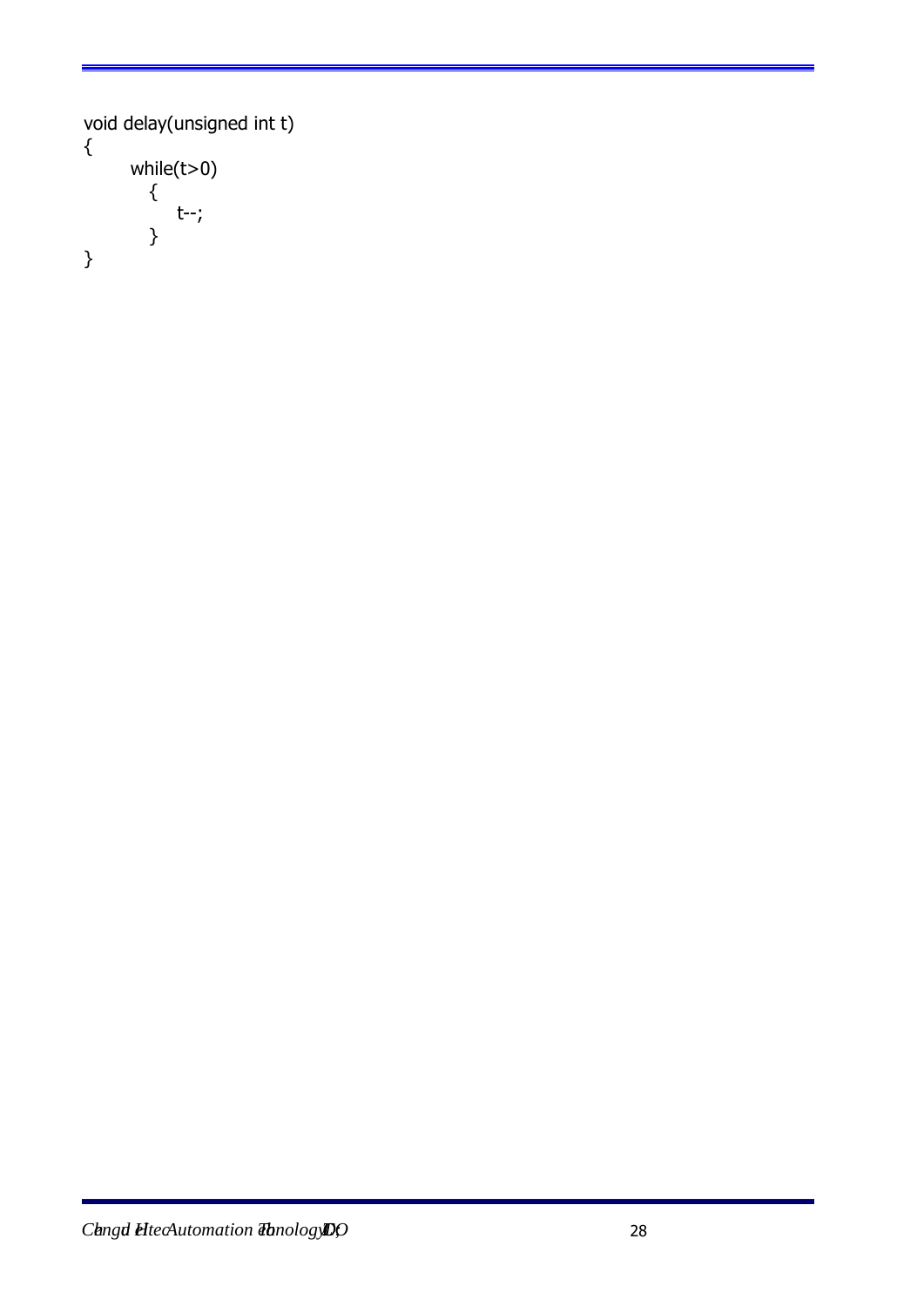```
void delay(unsigned int t)
{
      while(t>0)
        {
            t--;
        }
}
```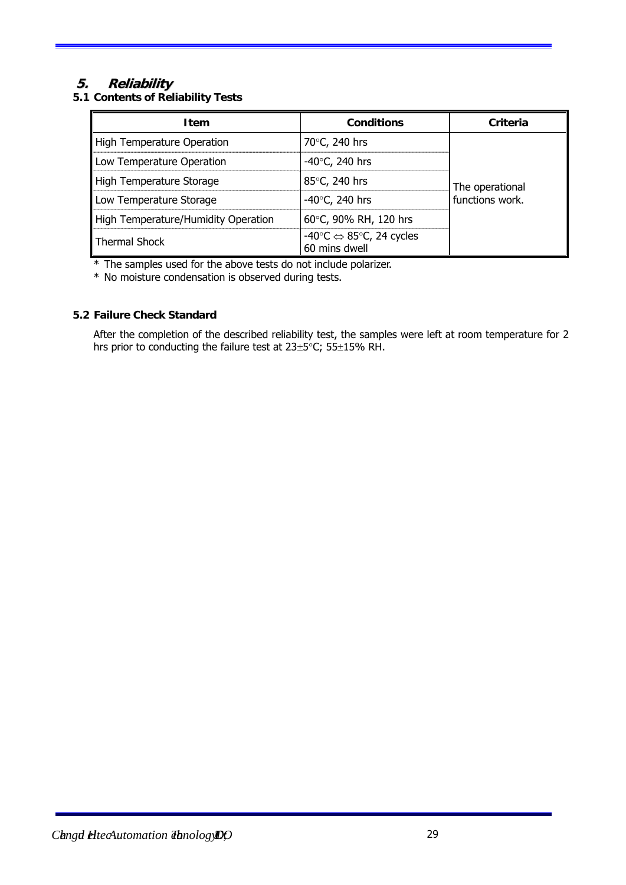# 5. Reliability

## 5.1 Contents of Reliability Tests

| Item | Conditions | Criteria |
|---|---|---|
| High Temperature Operation | 70°C, 240 hrs | The operational functions work. |
| Low Temperature Operation | -40°C, 240 hrs | |
| High Temperature Storage | 85°C, 240 hrs | |
| Low Temperature Storage | -40°C, 240 hrs | |
| High Temperature/Humidity Operation | 60°C, 90% RH, 120 hrs | |
| Thermal Shock | -40°C ⇔ 85°C, 24 cycles 60 mins dwell | |

* The samples used for the above tests do not include polarizer.
* No moisture condensation is observed during tests.

## 5.2 Failure Check Standard

After the completion of the described reliability test, the samples were left at room temperature for 2 hrs prior to conducting the failure test at 23±5°C; 55±15% RH.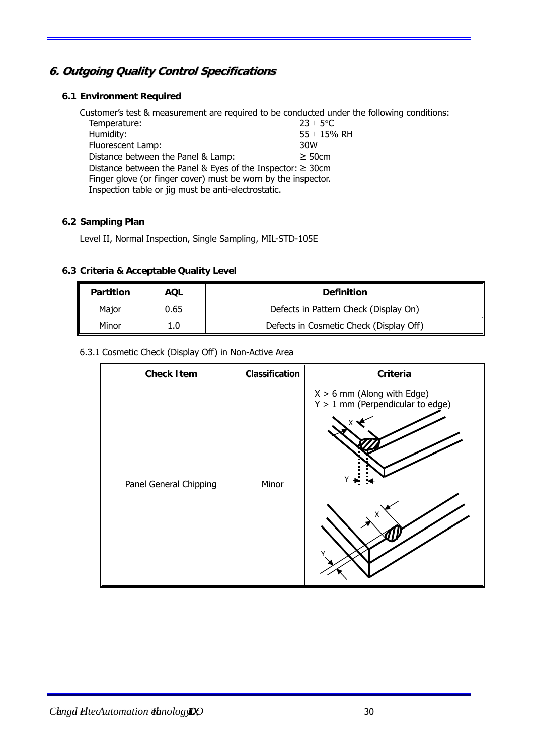## 6. Outgoing Quality Control Specifications

### 6.1 Environment Required

Customer's test & measurement are required to be conducted under the following conditions:

- Temperature: 23 ± 5°C
- Humidity: 55 ± 15% RH
- Fluorescent Lamp: 30W
- Distance between the Panel & Lamp: ≥ 50cm
- Distance between the Panel & Eyes of the Inspector: ≥ 30cm
- Finger glove (or finger cover) must be worn by the inspector.
- Inspection table or jig must be anti-electrostatic.

### 6.2 Sampling Plan

Level II, Normal Inspection, Single Sampling, MIL-STD-105E

### 6.3 Criteria & Acceptable Quality Level

| Partition | AQL | Definition |
|---|---|---|
| Major | 0.65 | Defects in Pattern Check (Display On) |
| Minor | 1.0 | Defects in Cosmetic Check (Display Off) |

6.3.1 Cosmetic Check (Display Off) in Non-Active Area

| Check Item | Classification | Criteria |
|---|---|---|
| Panel General Chipping | Minor | X > 6 mm (Along with Edge)<br>Y > 1 mm (Perpendicular to edge) |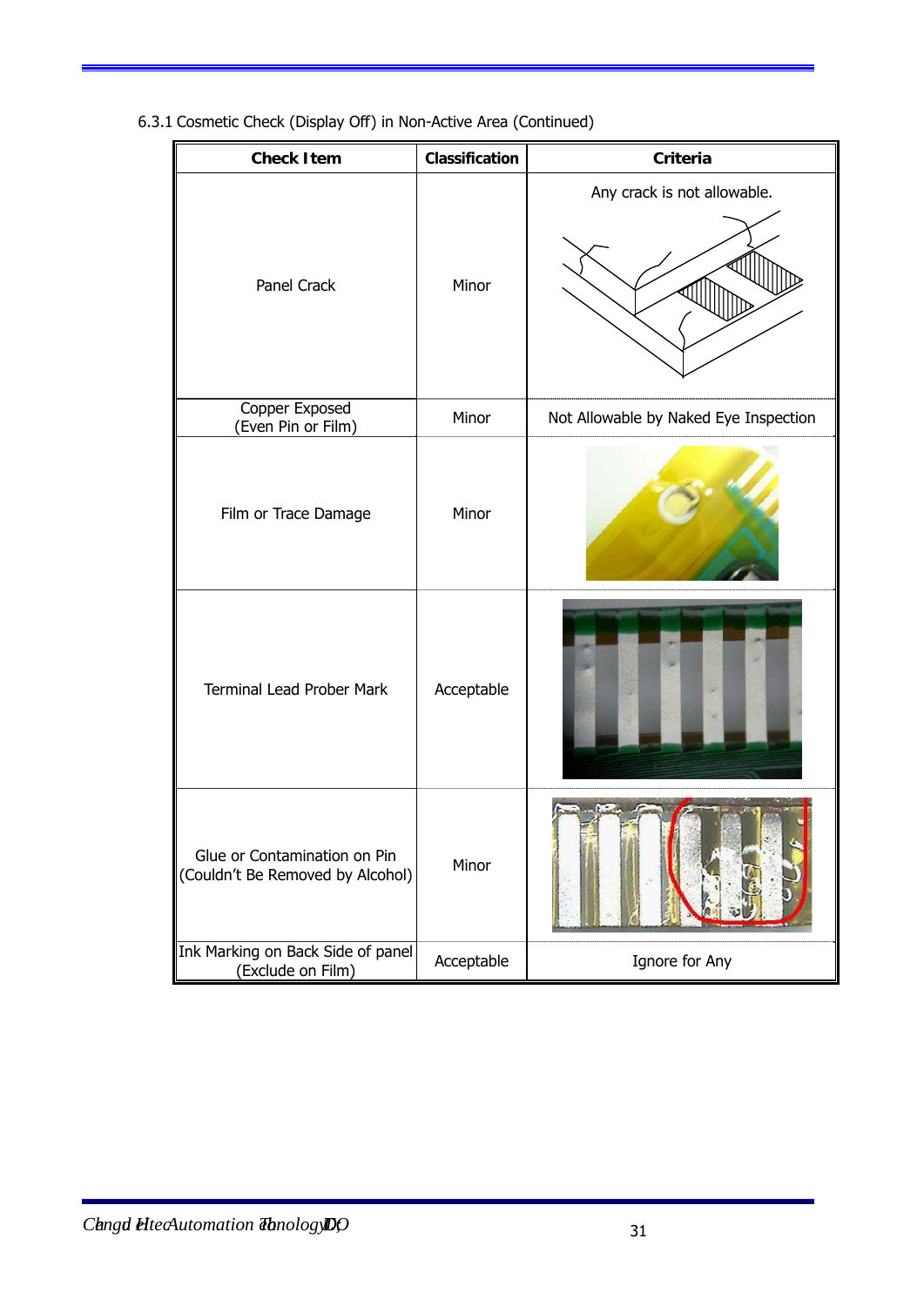6.3.1 Cosmetic Check (Display Off) in Non-Active Area (Continued)

| Check Item | Classification | Criteria |
|---|---|---|
| Panel Crack | Minor | Any crack is not allowable. |
| Copper Exposed (Even Pin or Film) | Minor | Not Allowable by Naked Eye Inspection |
| Film or Trace Damage | Minor | |
| Terminal Lead Prober Mark | Acceptable | |
| Glue or Contamination on Pin (Couldn't Be Removed by Alcohol) | Minor | |
| Ink Marking on Back Side of panel (Exclude on Film) | Acceptable | Ignore for Any |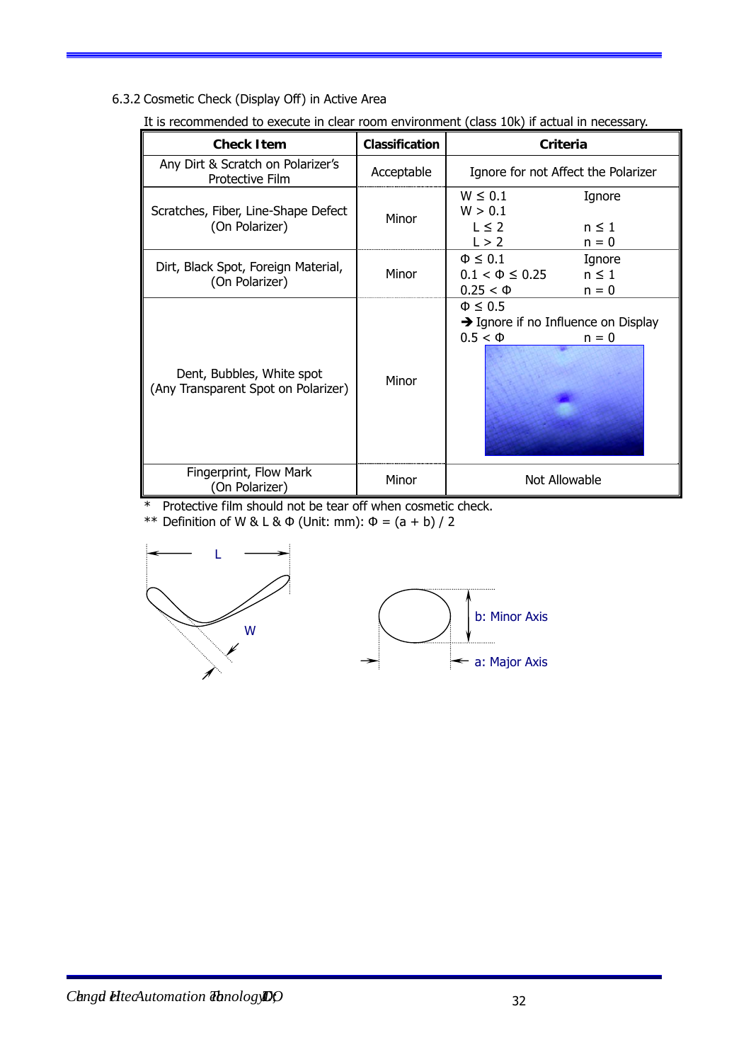### 6.3.2 Cosmetic Check (Display Off) in Active Area

It is recommended to execute in clear room environment (class 10k) if actual in necessary.

| Check Item | Classification | Criteria | |
|---|---|---|---|
| Any Dirt & Scratch on Polarizer's Protective Film | Acceptable | Ignore for not Affect the Polarizer | |
| Scratches, Fiber, Line-Shape Defect (On Polarizer) | Minor | $W \le 0.1$ | Ignore |
| | | $W > 0.1$ | |
| | | $L \le 2$ | $n \le 1$ |
| | | $L > 2$ | $n = 0$ |
| Dirt, Black Spot, Foreign Material, (On Polarizer) | Minor | $\Phi \le 0.1$ | Ignore |
| | | $0.1 < \Phi \le 0.25$ | $n \le 1$ |
| | | $0.25 < \Phi$ | $n = 0$ |
| Dent, Bubbles, White spot (Any Transparent Spot on Polarizer) | Minor | $\Phi \le 0.5$ → Ignore if no Influence on Display | |
| | | $0.5 < \Phi$ | $n = 0$ |
| Fingerprint, Flow Mark (On Polarizer) | Minor | Not Allowable | |

\* Protective film should not be tear off when cosmetic check.

\*\* Definition of W & L & Φ (Unit: mm): $\Phi = (a + b) / 2$

L

W

b: Minor Axis

a: Major Axis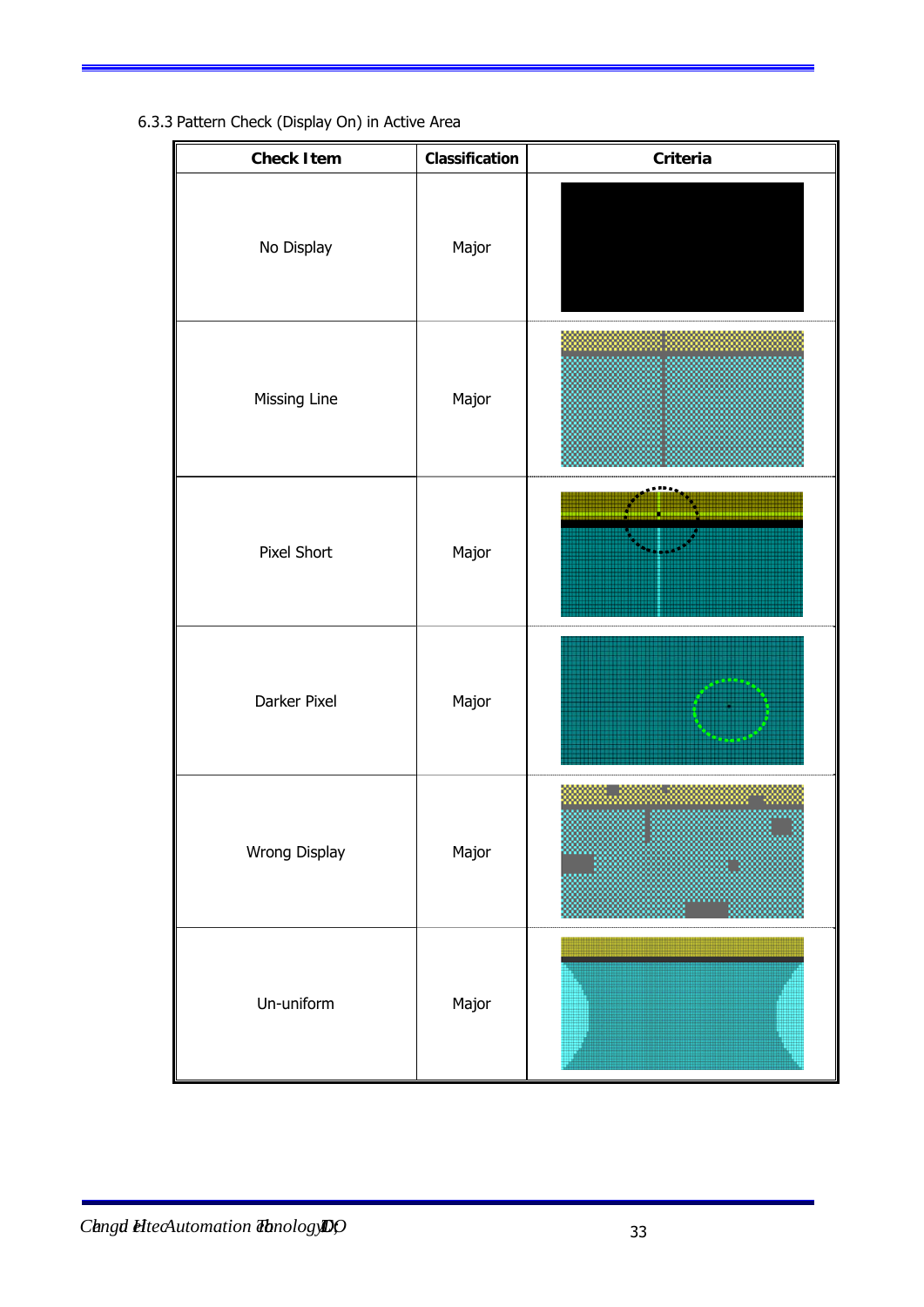6.3.3 Pattern Check (Display On) in Active Area

| Check Item | Classification | Criteria |
|---|---|---|
| No Display | Major | |
| Missing Line | Major | |
| Pixel Short | Major | |
| Darker Pixel | Major | |
| Wrong Display | Major | |
| Un-uniform | Major | |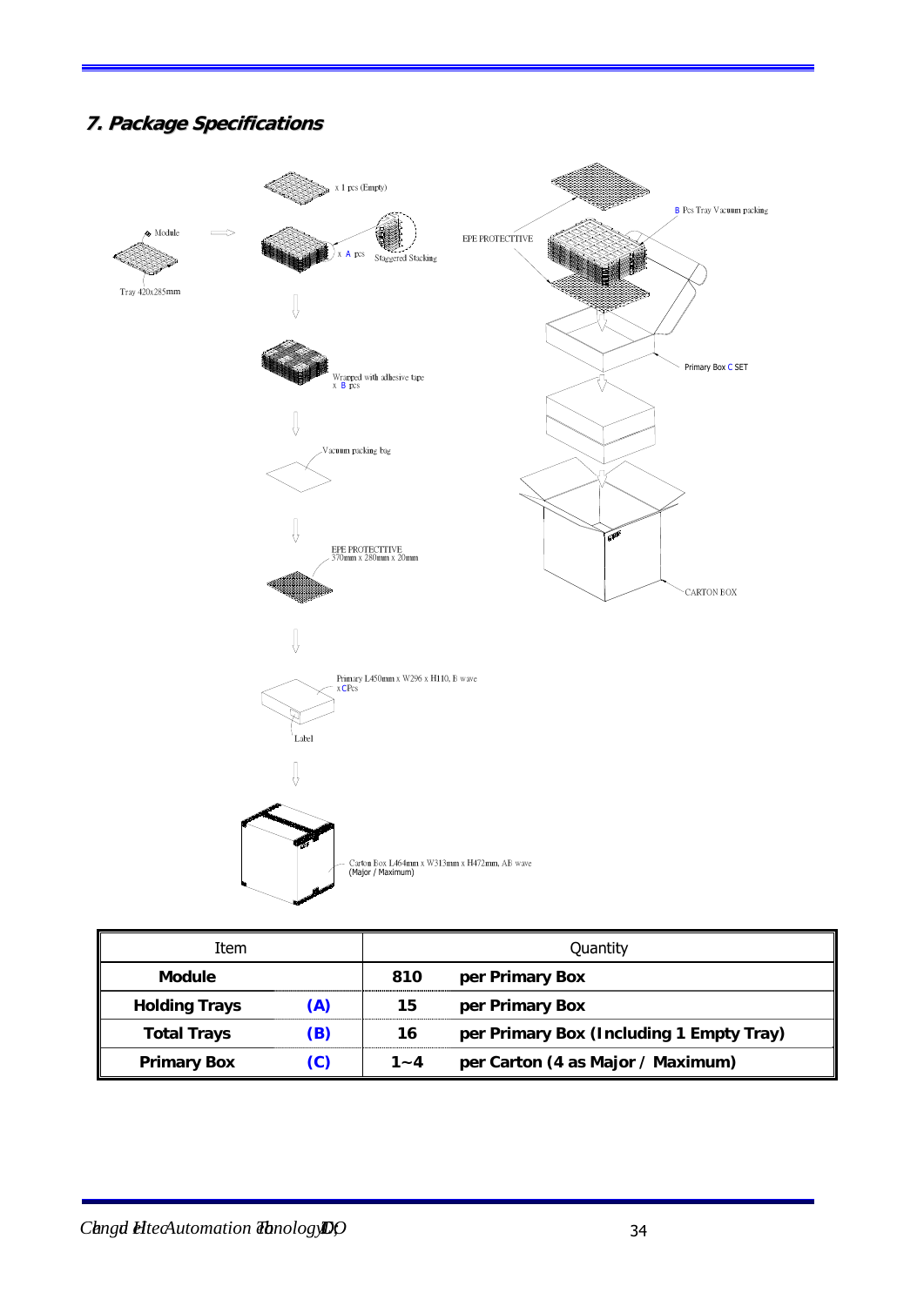## 7. Package Specifications

x 1 pcs (Empty)

Module

Tray 420x285mm

x A pcs

Staggered Stacking

Wrapped with adhesive tape
x B pcs

Vacuum packing bag

EPE PROTECTTIVE
570mm x 280mm x 20mm

Primary L450mm x W296 x H110, B wave
x C Pcs

Label

Carton Box L464mm x W313mm x H472mm, AB wave
(Major / Maximum)

EPE PROTECTTIVE

B Pcs Tray Vacuum packing

Primary Box C SET

CARTON BOX

| Item | | Quantity | |
|---|---|---|---|
| **Module** | | **810** | **per Primary Box** |
| **Holding Trays** | **(A)** | **15** | **per Primary Box** |
| **Total Trays** | **(B)** | **16** | **per Primary Box (Including 1 Empty Tray)** |
| **Primary Box** | **(C)** | **1~4** | **per Carton (4 as Major / Maximum)** |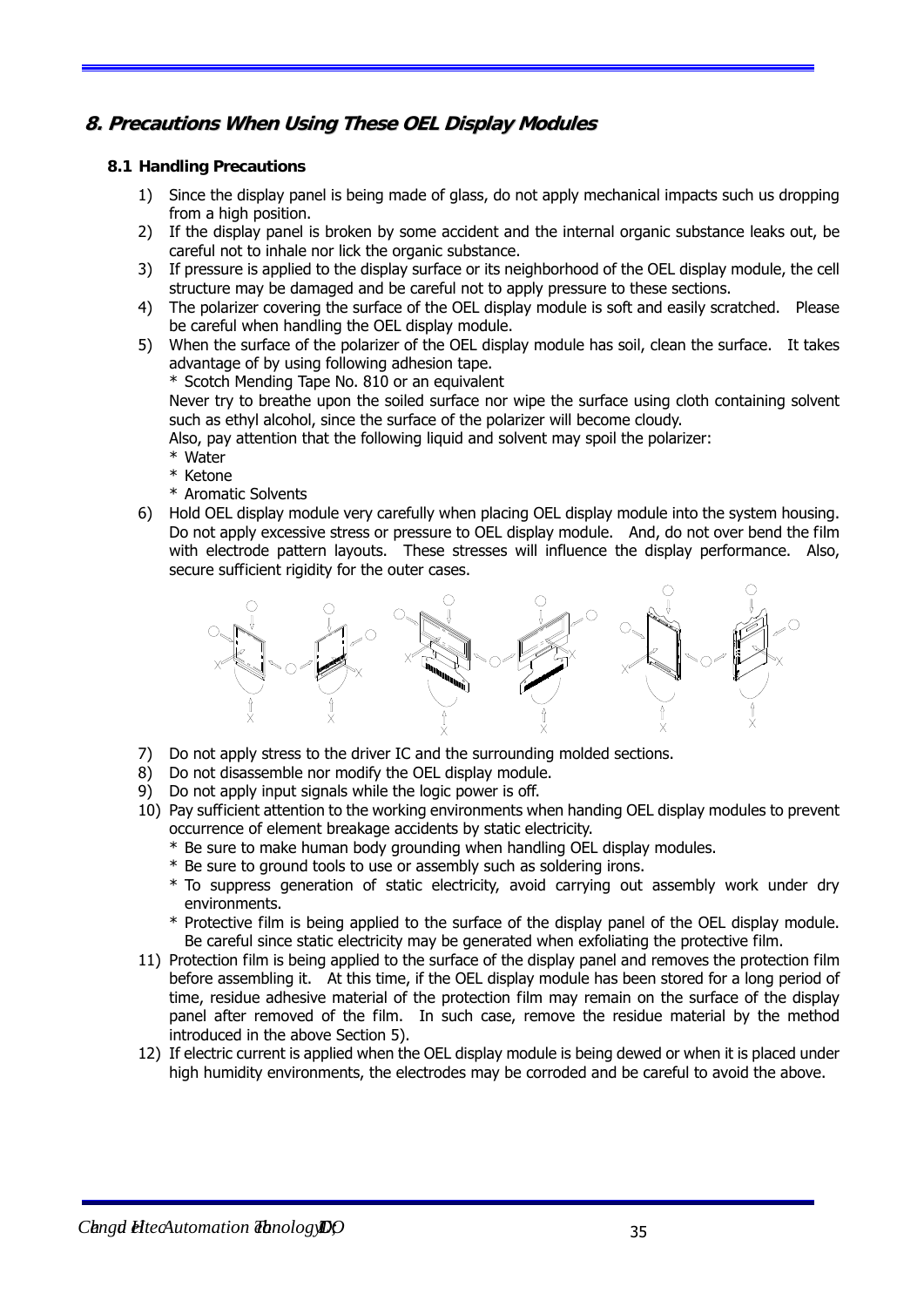## 8. Precautions When Using These OEL Display Modules

### 8.1 Handling Precautions

1) Since the display panel is being made of glass, do not apply mechanical impacts such us dropping from a high position.
2) If the display panel is broken by some accident and the internal organic substance leaks out, be careful not to inhale nor lick the organic substance.
3) If pressure is applied to the display surface or its neighborhood of the OEL display module, the cell structure may be damaged and be careful not to apply pressure to these sections.
4) The polarizer covering the surface of the OEL display module is soft and easily scratched. Please be careful when handling the OEL display module.
5) When the surface of the polarizer of the OEL display module has soil, clean the surface. It takes advantage of by using following adhesion tape.
   * Scotch Mending Tape No. 810 or an equivalent
   
   Never try to breathe upon the soiled surface nor wipe the surface using cloth containing solvent such as ethyl alcohol, since the surface of the polarizer will become cloudy.
   
   Also, pay attention that the following liquid and solvent may spoil the polarizer:
   * Water
   * Ketone
   * Aromatic Solvents
6) Hold OEL display module very carefully when placing OEL display module into the system housing. Do not apply excessive stress or pressure to OEL display module. And, do not over bend the film with electrode pattern layouts. These stresses will influence the display performance. Also, secure sufficient rigidity for the outer cases.
7) Do not apply stress to the driver IC and the surrounding molded sections.
8) Do not disassemble nor modify the OEL display module.
9) Do not apply input signals while the logic power is off.
10) Pay sufficient attention to the working environments when handing OEL display modules to prevent occurrence of element breakage accidents by static electricity.
    * Be sure to make human body grounding when handling OEL display modules.
    * Be sure to ground tools to use or assembly such as soldering irons.
    * To suppress generation of static electricity, avoid carrying out assembly work under dry environments.
    * Protective film is being applied to the surface of the display panel of the OEL display module. Be careful since static electricity may be generated when exfoliating the protective film.
11) Protection film is being applied to the surface of the display panel and removes the protection film before assembling it. At this time, if the OEL display module has been stored for a long period of time, residue adhesive material of the protection film may remain on the surface of the display panel after removed of the film. In such case, remove the residue material by the method introduced in the above Section 5).
12) If electric current is applied when the OEL display module is being dewed or when it is placed under high humidity environments, the electrodes may be corroded and be careful to avoid the above.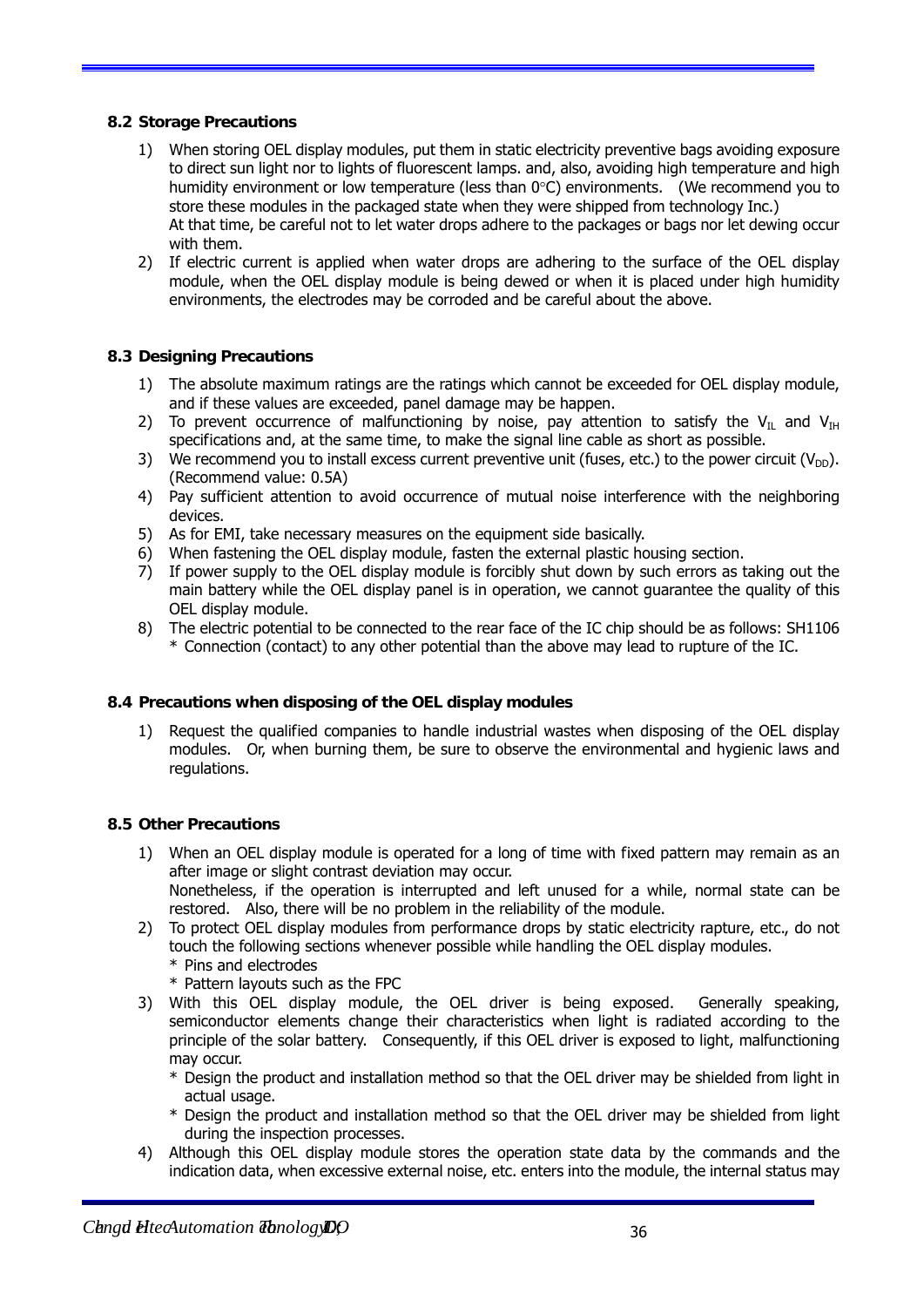### 8.2 Storage Precautions

1) When storing OEL display modules, put them in static electricity preventive bags avoiding exposure to direct sun light nor to lights of fluorescent lamps. and, also, avoiding high temperature and high humidity environment or low temperature (less than 0°C) environments. (We recommend you to store these modules in the packaged state when they were shipped from technology Inc.)
   At that time, be careful not to let water drops adhere to the packages or bags nor let dewing occur with them.
2) If electric current is applied when water drops are adhering to the surface of the OEL display module, when the OEL display module is being dewed or when it is placed under high humidity environments, the electrodes may be corroded and be careful about the above.

### 8.3 Designing Precautions

1) The absolute maximum ratings are the ratings which cannot be exceeded for OEL display module, and if these values are exceeded, panel damage may be happen.
2) To prevent occurrence of malfunctioning by noise, pay attention to satisfy the $V_{IL}$ and $V_{IH}$ specifications and, at the same time, to make the signal line cable as short as possible.
3) We recommend you to install excess current preventive unit (fuses, etc.) to the power circuit ($V_{DD}$). (Recommend value: 0.5A)
4) Pay sufficient attention to avoid occurrence of mutual noise interference with the neighboring devices.
5) As for EMI, take necessary measures on the equipment side basically.
6) When fastening the OEL display module, fasten the external plastic housing section.
7) If power supply to the OEL display module is forcibly shut down by such errors as taking out the main battery while the OEL display panel is in operation, we cannot guarantee the quality of this OEL display module.
8) The electric potential to be connected to the rear face of the IC chip should be as follows: SH1106
   * Connection (contact) to any other potential than the above may lead to rupture of the IC.

### 8.4 Precautions when disposing of the OEL display modules

1) Request the qualified companies to handle industrial wastes when disposing of the OEL display modules. Or, when burning them, be sure to observe the environmental and hygienic laws and regulations.

### 8.5 Other Precautions

1) When an OEL display module is operated for a long of time with fixed pattern may remain as an after image or slight contrast deviation may occur.
   Nonetheless, if the operation is interrupted and left unused for a while, normal state can be restored. Also, there will be no problem in the reliability of the module.
2) To protect OEL display modules from performance drops by static electricity rapture, etc., do not touch the following sections whenever possible while handling the OEL display modules.
   * Pins and electrodes
   * Pattern layouts such as the FPC
3) With this OEL display module, the OEL driver is being exposed. Generally speaking, semiconductor elements change their characteristics when light is radiated according to the principle of the solar battery. Consequently, if this OEL driver is exposed to light, malfunctioning may occur.
   * Design the product and installation method so that the OEL driver may be shielded from light in actual usage.
   * Design the product and installation method so that the OEL driver may be shielded from light during the inspection processes.
4) Although this OEL display module stores the operation state data by the commands and the indication data, when excessive external noise, etc. enters into the module, the internal status may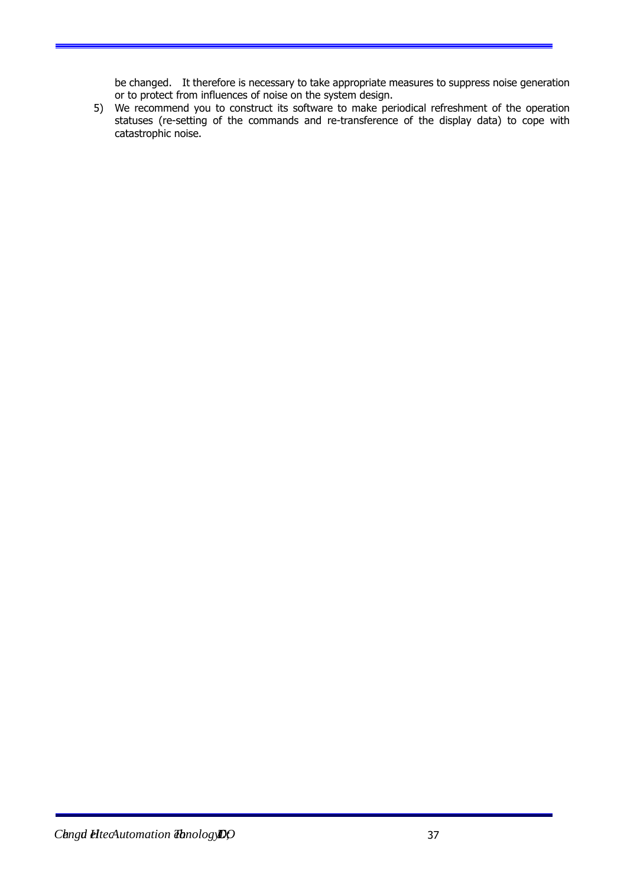be changed. It therefore is necessary to take appropriate measures to suppress noise generation or to protect from influences of noise on the system design.

5) We recommend you to construct its software to make periodical refreshment of the operation statuses (re-setting of the commands and re-transference of the display data) to cope with catastrophic noise.